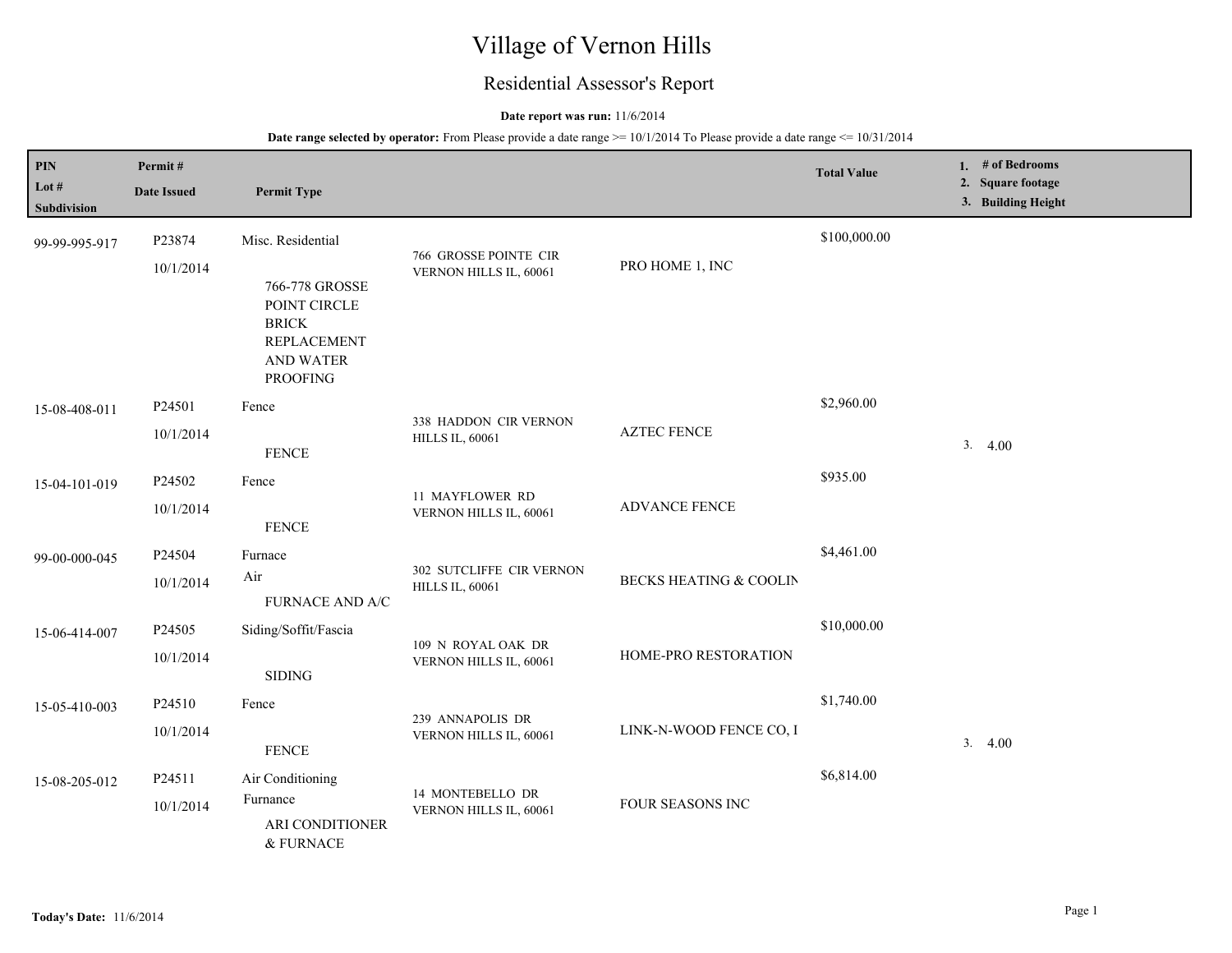# Village of Vernon Hills

## Residential Assessor's Report

**Date report was run:** 11/6/2014

**Date range selected by operator:** From Please provide a date range >= 10/1/2014 To Please provide a date range <= 10/31/2014

| PIN<br>Lot #<br>Subdivision | Permit #<br>Date Issued | Permit Type | | | Total Value | 1. # of Bedrooms<br>2. Square footage<br>3. Building Height |
|---|---|---|---|---|---|---|
| 99-99-995-917 | P23874<br>10/1/2014 | Misc. Residential<br>766-778 GROSSE POINT CIRCLE BRICK REPLACEMENT AND WATER PROOFING | 766 GROSSE POINTE CIR VERNON HILLS IL, 60061 | PRO HOME 1, INC | $100,000.00 | |
| 15-08-408-011 | P24501<br>10/1/2014 | Fence<br>FENCE | 338 HADDON CIR VERNON HILLS IL, 60061 | AZTEC FENCE | $2,960.00 | 3. 4.00 |
| 15-04-101-019 | P24502<br>10/1/2014 | Fence<br>FENCE | 11 MAYFLOWER RD VERNON HILLS IL, 60061 | ADVANCE FENCE | $935.00 | |
| 99-00-000-045 | P24504<br>10/1/2014 | Furnace<br>Air<br>FURNACE AND A/C | 302 SUTCLIFFE CIR VERNON HILLS IL, 60061 | BECKS HEATING & COOLIN | $4,461.00 | |
| 15-06-414-007 | P24505<br>10/1/2014 | Siding/Soffit/Fascia<br>SIDING | 109 N ROYAL OAK DR VERNON HILLS IL, 60061 | HOME-PRO RESTORATION | $10,000.00 | |
| 15-05-410-003 | P24510<br>10/1/2014 | Fence<br>FENCE | 239 ANNAPOLIS DR VERNON HILLS IL, 60061 | LINK-N-WOOD FENCE CO, I | $1,740.00 | 3. 4.00 |
| 15-08-205-012 | P24511<br>10/1/2014 | Air Conditioning<br>Furnance<br>ARI CONDITIONER & FURNACE | 14 MONTEBELLO DR VERNON HILLS IL, 60061 | FOUR SEASONS INC | $6,814.00 | |

**Today's Date:** 11/6/2014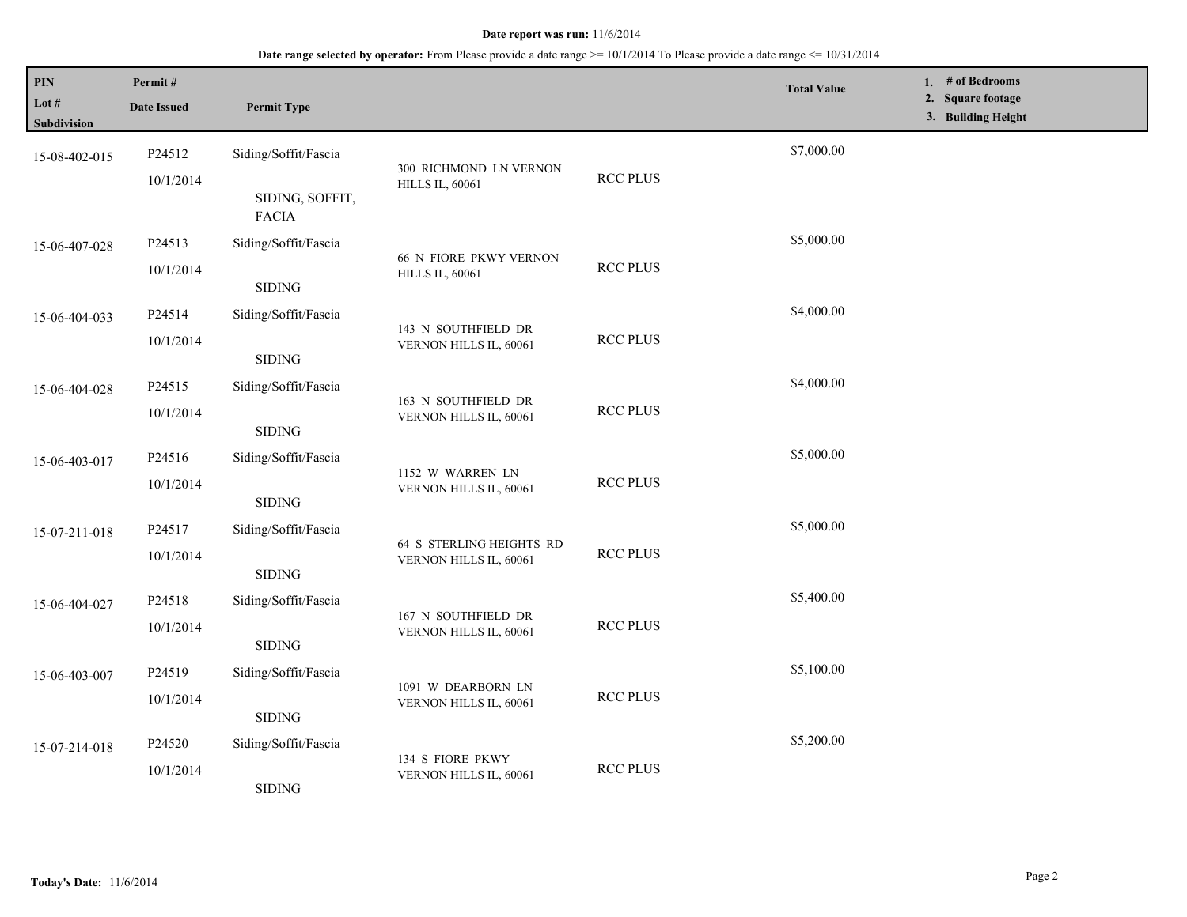**Date report was run:** 11/6/2014

**Date range selected by operator:** From Please provide a date range >= 10/1/2014 To Please provide a date range <= 10/31/2014

| PIN / Lot # / Subdivision | Permit # / Date Issued | Permit Type | | | Total Value | 1. # of Bedrooms 2. Square footage 3. Building Height |
|---|---|---|---|---|---|---|
| 15-08-402-015 | P24512 10/1/2014 | Siding/Soffit/Fascia SIDING, SOFFIT, FACIA | 300 RICHMOND LN VERNON HILLS IL, 60061 | RCC PLUS | $7,000.00 | |
| 15-06-407-028 | P24513 10/1/2014 | Siding/Soffit/Fascia SIDING | 66 N FIORE PKWY VERNON HILLS IL, 60061 | RCC PLUS | $5,000.00 | |
| 15-06-404-033 | P24514 10/1/2014 | Siding/Soffit/Fascia SIDING | 143 N SOUTHFIELD DR VERNON HILLS IL, 60061 | RCC PLUS | $4,000.00 | |
| 15-06-404-028 | P24515 10/1/2014 | Siding/Soffit/Fascia SIDING | 163 N SOUTHFIELD DR VERNON HILLS IL, 60061 | RCC PLUS | $4,000.00 | |
| 15-06-403-017 | P24516 10/1/2014 | Siding/Soffit/Fascia SIDING | 1152 W WARREN LN VERNON HILLS IL, 60061 | RCC PLUS | $5,000.00 | |
| 15-07-211-018 | P24517 10/1/2014 | Siding/Soffit/Fascia SIDING | 64 S STERLING HEIGHTS RD VERNON HILLS IL, 60061 | RCC PLUS | $5,000.00 | |
| 15-06-404-027 | P24518 10/1/2014 | Siding/Soffit/Fascia SIDING | 167 N SOUTHFIELD DR VERNON HILLS IL, 60061 | RCC PLUS | $5,400.00 | |
| 15-06-403-007 | P24519 10/1/2014 | Siding/Soffit/Fascia SIDING | 1091 W DEARBORN LN VERNON HILLS IL, 60061 | RCC PLUS | $5,100.00 | |
| 15-07-214-018 | P24520 10/1/2014 | Siding/Soffit/Fascia SIDING | 134 S FIORE PKWY VERNON HILLS IL, 60061 | RCC PLUS | $5,200.00 | |

**Today's Date:** 11/6/2014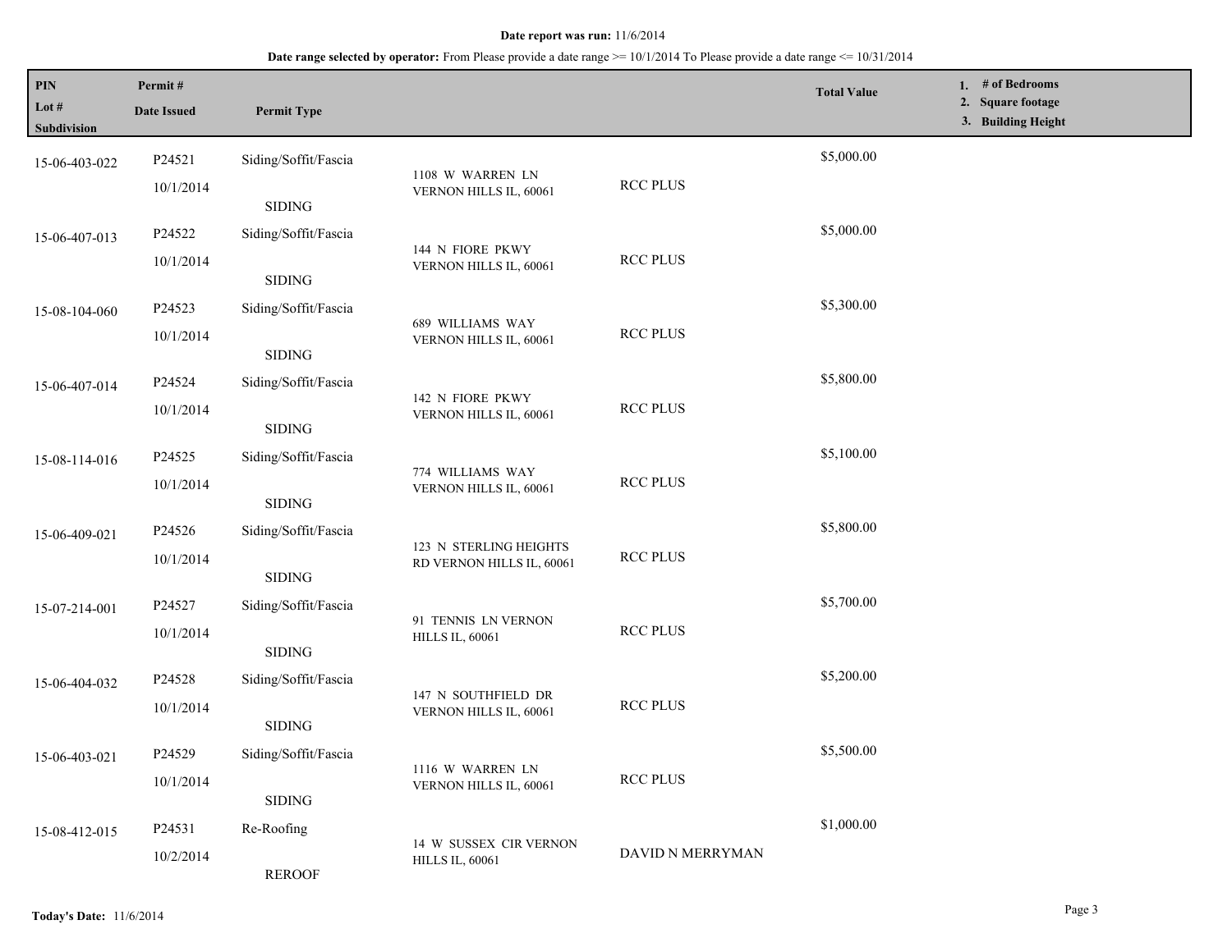**Date report was run:** 11/6/2014

**Date range selected by operator:** From Please provide a date range >= 10/1/2014 To Please provide a date range <= 10/31/2014

| PIN<br>Lot #<br>Subdivision | Permit #<br>Date Issued | Permit Type | | | Total Value | 1. # of Bedrooms<br>2. Square footage<br>3. Building Height |
|---|---|---|---|---|---|---|
| 15-06-403-022 | P24521<br>10/1/2014 | Siding/Soffit/Fascia<br>SIDING | 1108 W WARREN LN VERNON HILLS IL, 60061 | RCC PLUS | $5,000.00 | |
| 15-06-407-013 | P24522<br>10/1/2014 | Siding/Soffit/Fascia<br>SIDING | 144 N FIORE PKWY VERNON HILLS IL, 60061 | RCC PLUS | $5,000.00 | |
| 15-08-104-060 | P24523<br>10/1/2014 | Siding/Soffit/Fascia<br>SIDING | 689 WILLIAMS WAY VERNON HILLS IL, 60061 | RCC PLUS | $5,300.00 | |
| 15-06-407-014 | P24524<br>10/1/2014 | Siding/Soffit/Fascia<br>SIDING | 142 N FIORE PKWY VERNON HILLS IL, 60061 | RCC PLUS | $5,800.00 | |
| 15-08-114-016 | P24525<br>10/1/2014 | Siding/Soffit/Fascia<br>SIDING | 774 WILLIAMS WAY VERNON HILLS IL, 60061 | RCC PLUS | $5,100.00 | |
| 15-06-409-021 | P24526<br>10/1/2014 | Siding/Soffit/Fascia<br>SIDING | 123 N STERLING HEIGHTS RD VERNON HILLS IL, 60061 | RCC PLUS | $5,800.00 | |
| 15-07-214-001 | P24527<br>10/1/2014 | Siding/Soffit/Fascia<br>SIDING | 91 TENNIS LN VERNON HILLS IL, 60061 | RCC PLUS | $5,700.00 | |
| 15-06-404-032 | P24528<br>10/1/2014 | Siding/Soffit/Fascia<br>SIDING | 147 N SOUTHFIELD DR VERNON HILLS IL, 60061 | RCC PLUS | $5,200.00 | |
| 15-06-403-021 | P24529<br>10/1/2014 | Siding/Soffit/Fascia<br>SIDING | 1116 W WARREN LN VERNON HILLS IL, 60061 | RCC PLUS | $5,500.00 | |
| 15-08-412-015 | P24531<br>10/2/2014 | Re-Roofing<br>REROOF | 14 W SUSSEX CIR VERNON HILLS IL, 60061 | DAVID N MERRYMAN | $1,000.00 | |

**Today's Date:** 11/6/2014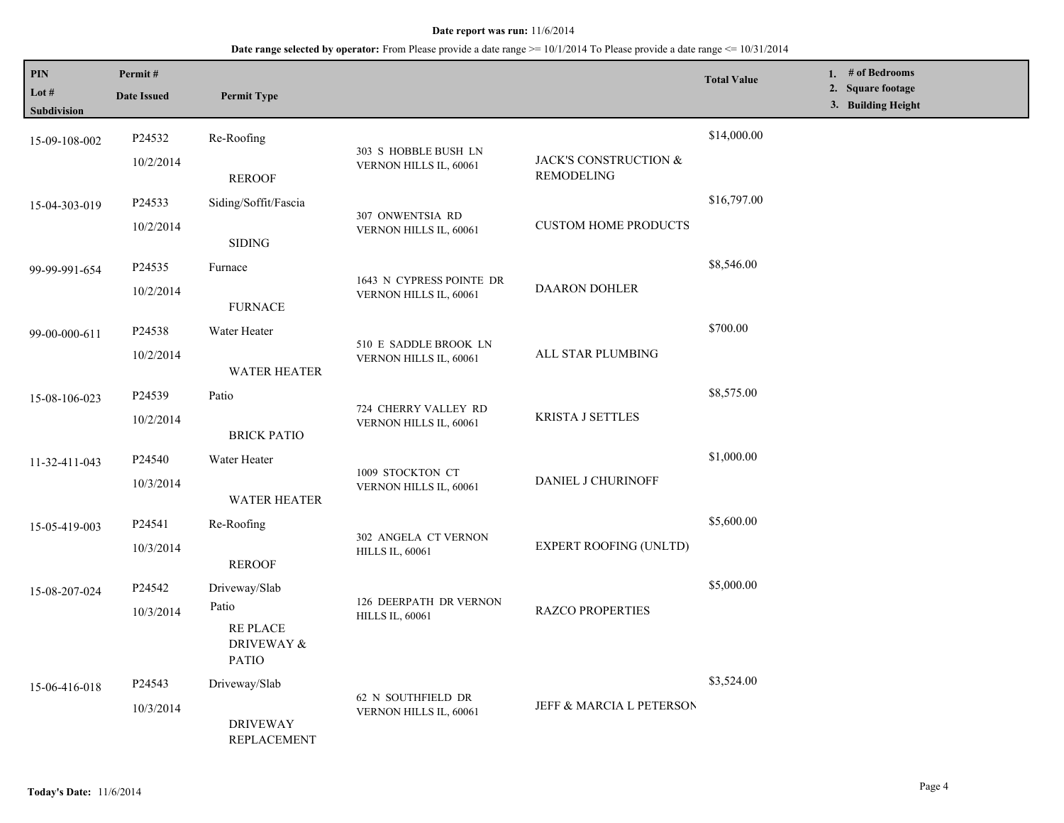**Date report was run:** 11/6/2014

**Date range selected by operator:** From Please provide a date range >= 10/1/2014 To Please provide a date range <= 10/31/2014

| PIN / Lot # / Subdivision | Permit # / Date Issued | Permit Type | | | Total Value | 1. # of Bedrooms 2. Square footage 3. Building Height |
|---|---|---|---|---|---|---|
| 15-09-108-002 | P24532 10/2/2014 | Re-Roofing REROOF | 303 S HOBBLE BUSH LN VERNON HILLS IL, 60061 | JACK'S CONSTRUCTION & REMODELING | $14,000.00 | |
| 15-04-303-019 | P24533 10/2/2014 | Siding/Soffit/Fascia SIDING | 307 ONWENTSIA RD VERNON HILLS IL, 60061 | CUSTOM HOME PRODUCTS | $16,797.00 | |
| 99-99-991-654 | P24535 10/2/2014 | Furnace FURNACE | 1643 N CYPRESS POINTE DR VERNON HILLS IL, 60061 | DAARON DOHLER | $8,546.00 | |
| 99-00-000-611 | P24538 10/2/2014 | Water Heater WATER HEATER | 510 E SADDLE BROOK LN VERNON HILLS IL, 60061 | ALL STAR PLUMBING | $700.00 | |
| 15-08-106-023 | P24539 10/2/2014 | Patio BRICK PATIO | 724 CHERRY VALLEY RD VERNON HILLS IL, 60061 | KRISTA J SETTLES | $8,575.00 | |
| 11-32-411-043 | P24540 10/3/2014 | Water Heater WATER HEATER | 1009 STOCKTON CT VERNON HILLS IL, 60061 | DANIEL J CHURINOFF | $1,000.00 | |
| 15-05-419-003 | P24541 10/3/2014 | Re-Roofing REROOF | 302 ANGELA CT VERNON HILLS IL, 60061 | EXPERT ROOFING (UNLTD) | $5,600.00 | |
| 15-08-207-024 | P24542 10/3/2014 | Driveway/Slab Patio RE PLACE DRIVEWAY & PATIO | 126 DEERPATH DR VERNON HILLS IL, 60061 | RAZCO PROPERTIES | $5,000.00 | |
| 15-06-416-018 | P24543 10/3/2014 | Driveway/Slab DRIVEWAY REPLACEMENT | 62 N SOUTHFIELD DR VERNON HILLS IL, 60061 | JEFF & MARCIA L PETERSON | $3,524.00 | |

**Today's Date:** 11/6/2014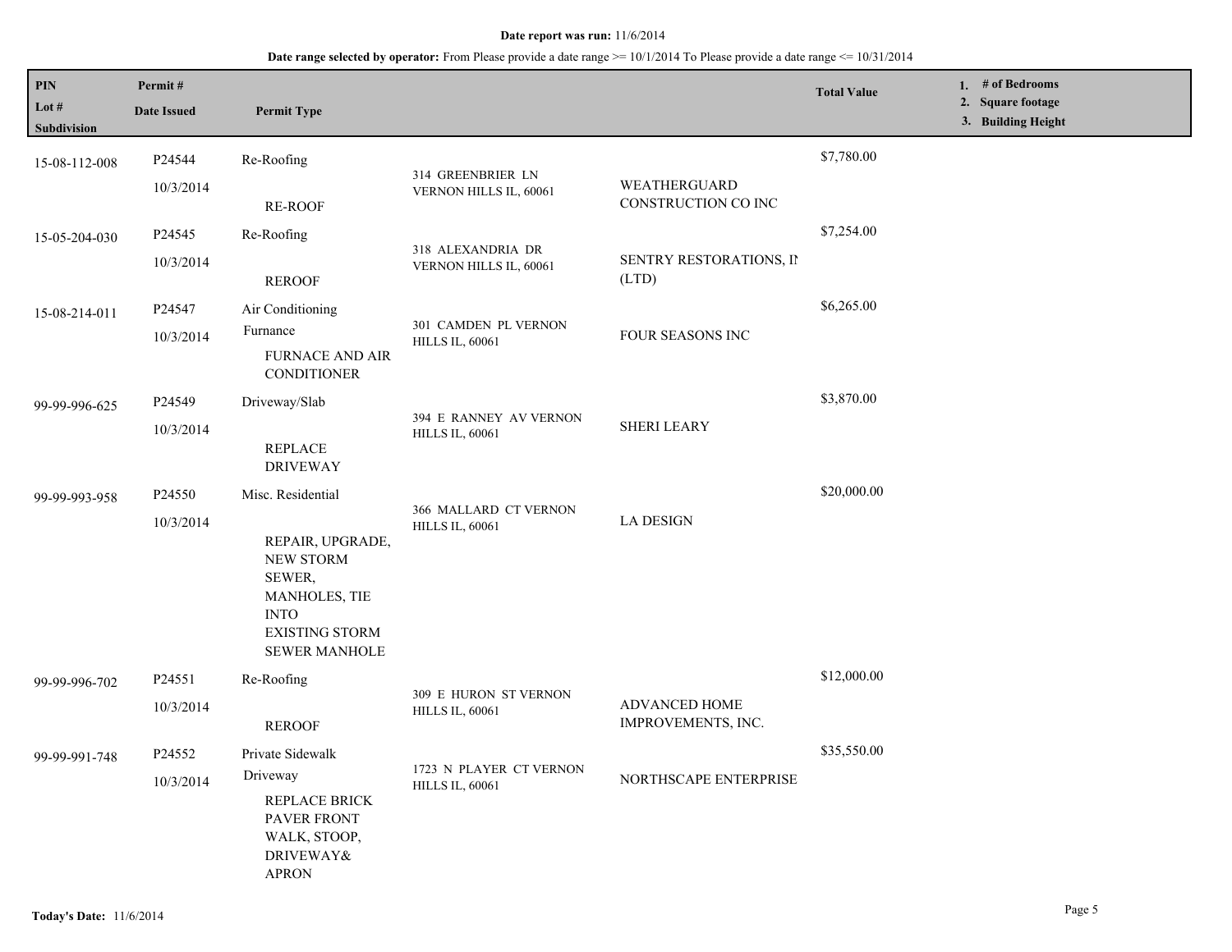**Date report was run:** 11/6/2014

**Date range selected by operator:** From Please provide a date range >= 10/1/2014 To Please provide a date range <= 10/31/2014

| PIN / Lot # / Subdivision | Permit # / Date Issued | Permit Type | Address | Contractor | Total Value | 1. # of Bedrooms 2. Square footage 3. Building Height |
|---|---|---|---|---|---|---|
| 15-08-112-008 | P24544 10/3/2014 | Re-Roofing RE-ROOF | 314 GREENBRIER LN VERNON HILLS IL, 60061 | WEATHERGUARD CONSTRUCTION CO INC | $7,780.00 | |
| 15-05-204-030 | P24545 10/3/2014 | Re-Roofing REROOF | 318 ALEXANDRIA DR VERNON HILLS IL, 60061 | SENTRY RESTORATIONS, IN (LTD) | $7,254.00 | |
| 15-08-214-011 | P24547 10/3/2014 | Air Conditioning Furnance FURNACE AND AIR CONDITIONER | 301 CAMDEN PL VERNON HILLS IL, 60061 | FOUR SEASONS INC | $6,265.00 | |
| 99-99-996-625 | P24549 10/3/2014 | Driveway/Slab REPLACE DRIVEWAY | 394 E RANNEY AV VERNON HILLS IL, 60061 | SHERI LEARY | $3,870.00 | |
| 99-99-993-958 | P24550 10/3/2014 | Misc. Residential REPAIR, UPGRADE, NEW STORM SEWER, MANHOLES, TIE INTO EXISTING STORM SEWER MANHOLE | 366 MALLARD CT VERNON HILLS IL, 60061 | LA DESIGN | $20,000.00 | |
| 99-99-996-702 | P24551 10/3/2014 | Re-Roofing REROOF | 309 E HURON ST VERNON HILLS IL, 60061 | ADVANCED HOME IMPROVEMENTS, INC. | $12,000.00 | |
| 99-99-991-748 | P24552 10/3/2014 | Private Sidewalk Driveway REPLACE BRICK PAVER FRONT WALK, STOOP, DRIVEWAY& APRON | 1723 N PLAYER CT VERNON HILLS IL, 60061 | NORTHSCAPE ENTERPRISE | $35,550.00 | |

**Today's Date:** 11/6/2014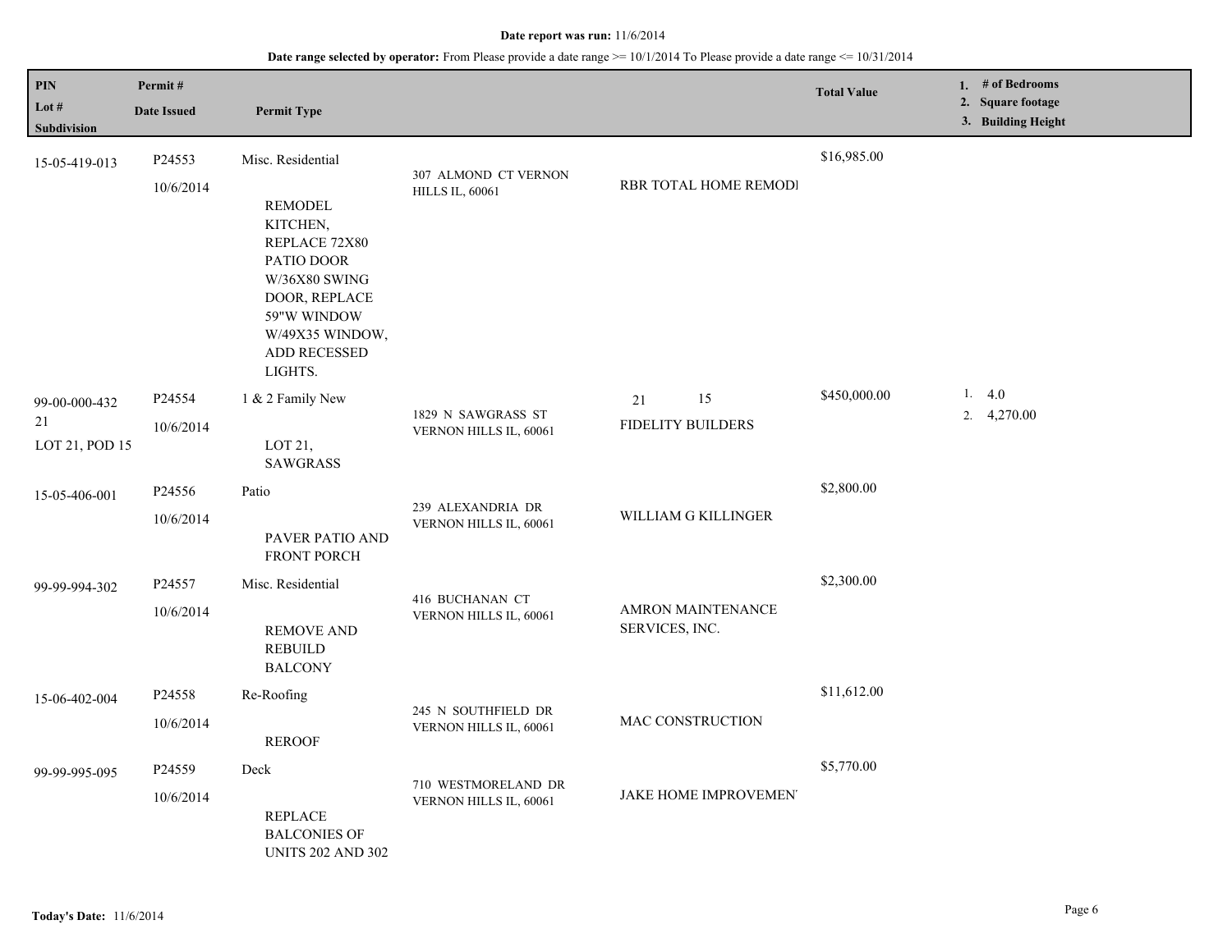**Date report was run:** 11/6/2014

**Date range selected by operator:** From Please provide a date range >= 10/1/2014 To Please provide a date range <= 10/31/2014

| PIN / Lot # / Subdivision | Permit # / Date Issued | Permit Type | Address | Contractor | Total Value | 1. # of Bedrooms 2. Square footage 3. Building Height |
|---|---|---|---|---|---|---|
| 15-05-419-013 | P24553 10/6/2014 | Misc. Residential REMODEL KITCHEN, REPLACE 72X80 PATIO DOOR W/36X80 SWING DOOR, REPLACE 59"W WINDOW W/49X35 WINDOW, ADD RECESSED LIGHTS. | 307 ALMOND CT VERNON HILLS IL, 60061 | RBR TOTAL HOME REMODI | $16,985.00 | |
| 99-00-000-432 21 LOT 21, POD 15 | P24554 10/6/2014 | 1 & 2 Family New LOT 21, SAWGRASS | 1829 N SAWGRASS ST VERNON HILLS IL, 60061 | 21 15 FIDELITY BUILDERS | $450,000.00 | 1. 4.0 2. 4,270.00 |
| 15-05-406-001 | P24556 10/6/2014 | Patio PAVER PATIO AND FRONT PORCH | 239 ALEXANDRIA DR VERNON HILLS IL, 60061 | WILLIAM G KILLINGER | $2,800.00 | |
| 99-99-994-302 | P24557 10/6/2014 | Misc. Residential REMOVE AND REBUILD BALCONY | 416 BUCHANAN CT VERNON HILLS IL, 60061 | AMRON MAINTENANCE SERVICES, INC. | $2,300.00 | |
| 15-06-402-004 | P24558 10/6/2014 | Re-Roofing REROOF | 245 N SOUTHFIELD DR VERNON HILLS IL, 60061 | MAC CONSTRUCTION | $11,612.00 | |
| 99-99-995-095 | P24559 10/6/2014 | Deck REPLACE BALCONIES OF UNITS 202 AND 302 | 710 WESTMORELAND DR VERNON HILLS IL, 60061 | JAKE HOME IMPROVEMEN | $5,770.00 | |

**Today's Date:** 11/6/2014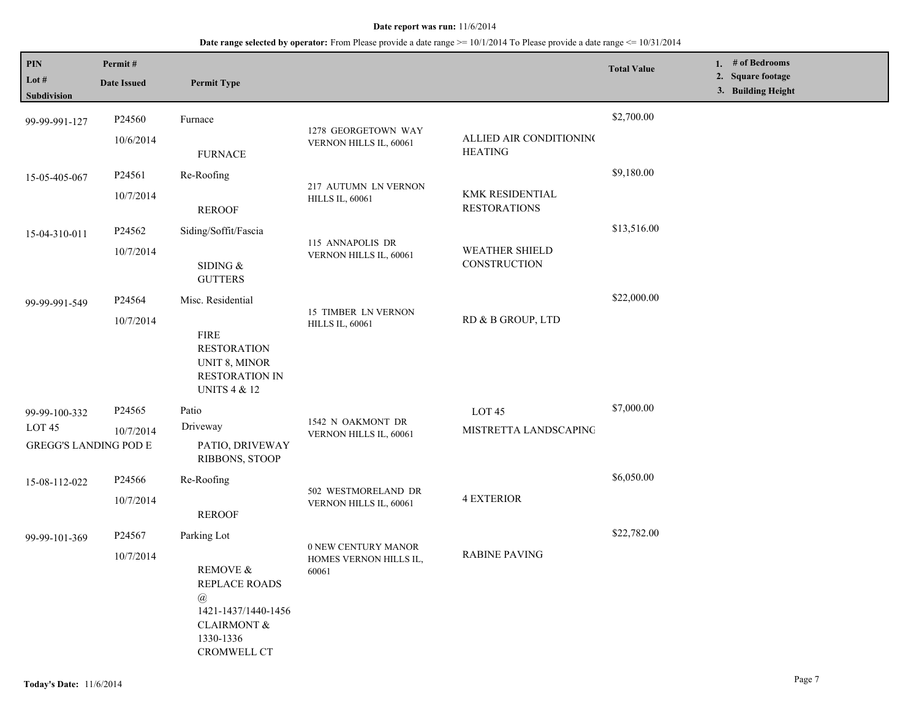**Date report was run:** 11/6/2014

**Date range selected by operator:** From Please provide a date range >= 10/1/2014 To Please provide a date range <= 10/31/2014

| PIN / Lot # / Subdivision | Permit # / Date Issued | Permit Type | | | Total Value | 1. # of Bedrooms 2. Square footage 3. Building Height |
|---|---|---|---|---|---|---|
| 99-99-991-127 | P24560 10/6/2014 | Furnace FURNACE | 1278 GEORGETOWN WAY VERNON HILLS IL, 60061 | ALLIED AIR CONDITIONIN( HEATING | $2,700.00 | |
| 15-05-405-067 | P24561 10/7/2014 | Re-Roofing REROOF | 217 AUTUMN LN VERNON HILLS IL, 60061 | KMK RESIDENTIAL RESTORATIONS | $9,180.00 | |
| 15-04-310-011 | P24562 10/7/2014 | Siding/Soffit/Fascia SIDING & GUTTERS | 115 ANNAPOLIS DR VERNON HILLS IL, 60061 | WEATHER SHIELD CONSTRUCTION | $13,516.00 | |
| 99-99-991-549 | P24564 10/7/2014 | Misc. Residential FIRE RESTORATION UNIT 8, MINOR RESTORATION IN UNITS 4 & 12 | 15 TIMBER LN VERNON HILLS IL, 60061 | RD & B GROUP, LTD | $22,000.00 | |
| 99-99-100-332 LOT 45 GREGG'S LANDING POD E | P24565 10/7/2014 | Patio Driveway PATIO, DRIVEWAY RIBBONS, STOOP | 1542 N OAKMONT DR VERNON HILLS IL, 60061 | LOT 45 MISTRETTA LANDSCAPING | $7,000.00 | |
| 15-08-112-022 | P24566 10/7/2014 | Re-Roofing REROOF | 502 WESTMORELAND DR VERNON HILLS IL, 60061 | 4 EXTERIOR | $6,050.00 | |
| 99-99-101-369 | P24567 10/7/2014 | Parking Lot REMOVE & REPLACE ROADS @ 1421-1437/1440-1456 CLAIRMONT & 1330-1336 CROMWELL CT | 0 NEW CENTURY MANOR HOMES VERNON HILLS IL, 60061 | RABINE PAVING | $22,782.00 | |

**Today's Date:** 11/6/2014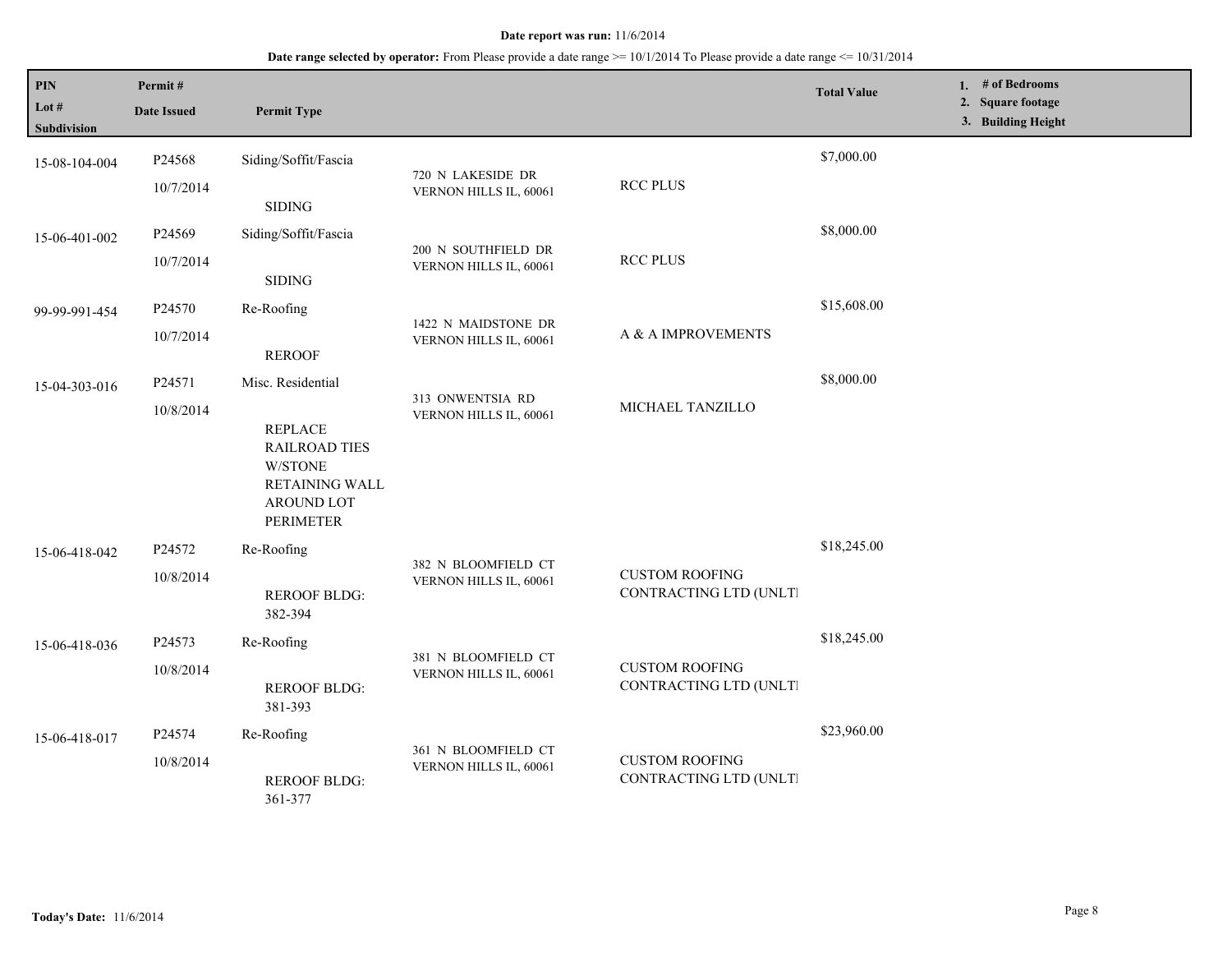**Date report was run:** 11/6/2014

**Date range selected by operator:** From Please provide a date range >= 10/1/2014 To Please provide a date range <= 10/31/2014

| PIN<br>Lot #<br>Subdivision | Permit #<br>Date Issued | Permit Type | | | Total Value | 1. # of Bedrooms<br>2. Square footage<br>3. Building Height |
|---|---|---|---|---|---|---|
| 15-08-104-004 | P24568<br>10/7/2014 | Siding/Soffit/Fascia<br>SIDING | 720 N LAKESIDE DR<br>VERNON HILLS IL, 60061 | RCC PLUS | $7,000.00 | |
| 15-06-401-002 | P24569<br>10/7/2014 | Siding/Soffit/Fascia<br>SIDING | 200 N SOUTHFIELD DR<br>VERNON HILLS IL, 60061 | RCC PLUS | $8,000.00 | |
| 99-99-991-454 | P24570<br>10/7/2014 | Re-Roofing<br>REROOF | 1422 N MAIDSTONE DR<br>VERNON HILLS IL, 60061 | A & A IMPROVEMENTS | $15,608.00 | |
| 15-04-303-016 | P24571<br>10/8/2014 | Misc. Residential<br>REPLACE RAILROAD TIES W/STONE RETAINING WALL AROUND LOT PERIMETER | 313 ONWENTSIA RD<br>VERNON HILLS IL, 60061 | MICHAEL TANZILLO | $8,000.00 | |
| 15-06-418-042 | P24572<br>10/8/2014 | Re-Roofing<br>REROOF BLDG: 382-394 | 382 N BLOOMFIELD CT<br>VERNON HILLS IL, 60061 | CUSTOM ROOFING CONTRACTING LTD (UNLTI | $18,245.00 | |
| 15-06-418-036 | P24573<br>10/8/2014 | Re-Roofing<br>REROOF BLDG: 381-393 | 381 N BLOOMFIELD CT<br>VERNON HILLS IL, 60061 | CUSTOM ROOFING CONTRACTING LTD (UNLTI | $18,245.00 | |
| 15-06-418-017 | P24574<br>10/8/2014 | Re-Roofing<br>REROOF BLDG: 361-377 | 361 N BLOOMFIELD CT<br>VERNON HILLS IL, 60061 | CUSTOM ROOFING CONTRACTING LTD (UNLTI | $23,960.00 | |

**Today's Date:** 11/6/2014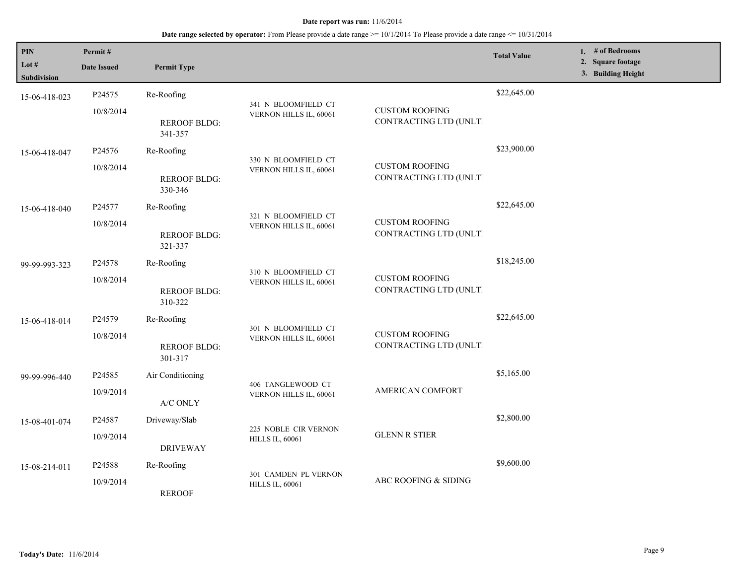**Date report was run:** 11/6/2014

**Date range selected by operator:** From Please provide a date range >= 10/1/2014 To Please provide a date range <= 10/31/2014

| PIN / Lot # / Subdivision | Permit # / Date Issued | Permit Type | | | Total Value | 1. # of Bedrooms 2. Square footage 3. Building Height |
|---|---|---|---|---|---|---|
| 15-06-418-023 | P24575<br>10/8/2014 | Re-Roofing<br>REROOF BLDG: 341-357 | 341 N BLOOMFIELD CT VERNON HILLS IL, 60061 | CUSTOM ROOFING CONTRACTING LTD (UNLTI | $22,645.00 | |
| 15-06-418-047 | P24576<br>10/8/2014 | Re-Roofing<br>REROOF BLDG: 330-346 | 330 N BLOOMFIELD CT VERNON HILLS IL, 60061 | CUSTOM ROOFING CONTRACTING LTD (UNLTI | $23,900.00 | |
| 15-06-418-040 | P24577<br>10/8/2014 | Re-Roofing<br>REROOF BLDG: 321-337 | 321 N BLOOMFIELD CT VERNON HILLS IL, 60061 | CUSTOM ROOFING CONTRACTING LTD (UNLTI | $22,645.00 | |
| 99-99-993-323 | P24578<br>10/8/2014 | Re-Roofing<br>REROOF BLDG: 310-322 | 310 N BLOOMFIELD CT VERNON HILLS IL, 60061 | CUSTOM ROOFING CONTRACTING LTD (UNLTI | $18,245.00 | |
| 15-06-418-014 | P24579<br>10/8/2014 | Re-Roofing<br>REROOF BLDG: 301-317 | 301 N BLOOMFIELD CT VERNON HILLS IL, 60061 | CUSTOM ROOFING CONTRACTING LTD (UNLTI | $22,645.00 | |
| 99-99-996-440 | P24585<br>10/9/2014 | Air Conditioning<br>A/C ONLY | 406 TANGLEWOOD CT VERNON HILLS IL, 60061 | AMERICAN COMFORT | $5,165.00 | |
| 15-08-401-074 | P24587<br>10/9/2014 | Driveway/Slab<br>DRIVEWAY | 225 NOBLE CIR VERNON HILLS IL, 60061 | GLENN R STIER | $2,800.00 | |
| 15-08-214-011 | P24588<br>10/9/2014 | Re-Roofing<br>REROOF | 301 CAMDEN PL VERNON HILLS IL, 60061 | ABC ROOFING & SIDING | $9,600.00 | |

**Today's Date:** 11/6/2014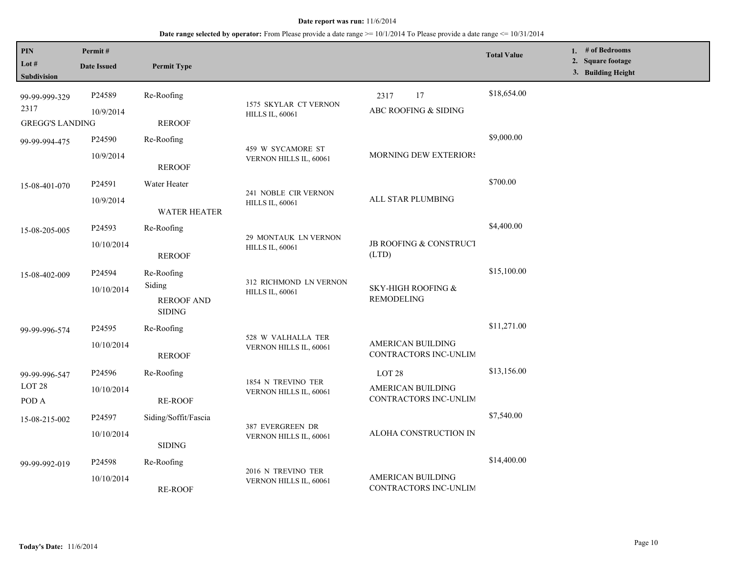**Date report was run:** 11/6/2014

**Date range selected by operator:** From Please provide a date range >= 10/1/2014 To Please provide a date range <= 10/31/2014

| PIN / Lot # / Subdivision | Permit # / Date Issued | Permit Type | Address | | Total Value | 1. # of Bedrooms 2. Square footage 3. Building Height |
|---|---|---|---|---|---|---|
| 99-99-999-329 2317 GREGG'S LANDING | P24589 10/9/2014 | Re-Roofing REROOF | 1575 SKYLAR CT VERNON HILLS IL, 60061 | 2317 17 ABC ROOFING & SIDING | $18,654.00 | |
| 99-99-994-475 | P24590 10/9/2014 | Re-Roofing REROOF | 459 W SYCAMORE ST VERNON HILLS IL, 60061 | MORNING DEW EXTERIORS | $9,000.00 | |
| 15-08-401-070 | P24591 10/9/2014 | Water Heater WATER HEATER | 241 NOBLE CIR VERNON HILLS IL, 60061 | ALL STAR PLUMBING | $700.00 | |
| 15-08-205-005 | P24593 10/10/2014 | Re-Roofing REROOF | 29 MONTAUK LN VERNON HILLS IL, 60061 | JB ROOFING & CONSTRUCT (LTD) | $4,400.00 | |
| 15-08-402-009 | P24594 10/10/2014 | Re-Roofing Siding REROOF AND SIDING | 312 RICHMOND LN VERNON HILLS IL, 60061 | SKY-HIGH ROOFING & REMODELING | $15,100.00 | |
| 99-99-996-574 | P24595 10/10/2014 | Re-Roofing REROOF | 528 W VALHALLA TER VERNON HILLS IL, 60061 | AMERICAN BUILDING CONTRACTORS INC-UNLIM | $11,271.00 | |
| 99-99-996-547 LOT 28 POD A | P24596 10/10/2014 | Re-Roofing RE-ROOF | 1854 N TREVINO TER VERNON HILLS IL, 60061 | LOT 28 AMERICAN BUILDING CONTRACTORS INC-UNLIM | $13,156.00 | |
| 15-08-215-002 | P24597 10/10/2014 | Siding/Soffit/Fascia SIDING | 387 EVERGREEN DR VERNON HILLS IL, 60061 | ALOHA CONSTRUCTION IN | $7,540.00 | |
| 99-99-992-019 | P24598 10/10/2014 | Re-Roofing RE-ROOF | 2016 N TREVINO TER VERNON HILLS IL, 60061 | AMERICAN BUILDING CONTRACTORS INC-UNLIM | $14,400.00 | |

**Today's Date:** 11/6/2014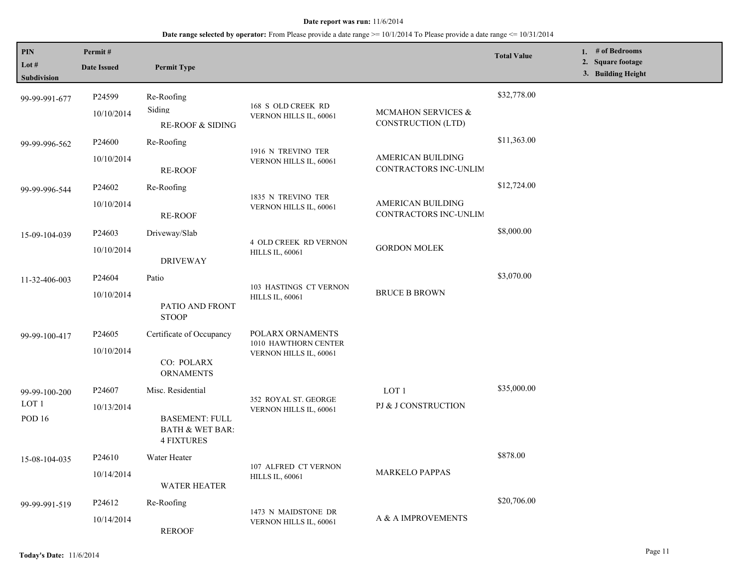**Date report was run:** 11/6/2014

**Date range selected by operator:** From Please provide a date range >= 10/1/2014 To Please provide a date range <= 10/31/2014

| PIN / Lot # / Subdivision | Permit # / Date Issued | Permit Type | | | Total Value | 1. # of Bedrooms 2. Square footage 3. Building Height |
|---|---|---|---|---|---|---|
| 99-99-991-677 | P24599 10/10/2014 | Re-Roofing Siding RE-ROOF & SIDING | 168 S OLD CREEK RD VERNON HILLS IL, 60061 | MCMAHON SERVICES & CONSTRUCTION (LTD) | $32,778.00 | |
| 99-99-996-562 | P24600 10/10/2014 | Re-Roofing RE-ROOF | 1916 N TREVINO TER VERNON HILLS IL, 60061 | AMERICAN BUILDING CONTRACTORS INC-UNLIM | $11,363.00 | |
| 99-99-996-544 | P24602 10/10/2014 | Re-Roofing RE-ROOF | 1835 N TREVINO TER VERNON HILLS IL, 60061 | AMERICAN BUILDING CONTRACTORS INC-UNLIM | $12,724.00 | |
| 15-09-104-039 | P24603 10/10/2014 | Driveway/Slab DRIVEWAY | 4 OLD CREEK RD VERNON HILLS IL, 60061 | GORDON MOLEK | $8,000.00 | |
| 11-32-406-003 | P24604 10/10/2014 | Patio PATIO AND FRONT STOOP | 103 HASTINGS CT VERNON HILLS IL, 60061 | BRUCE B BROWN | $3,070.00 | |
| 99-99-100-417 | P24605 10/10/2014 | Certificate of Occupancy CO: POLARX ORNAMENTS | POLARX ORNAMENTS 1010 HAWTHORN CENTER VERNON HILLS IL, 60061 | | | |
| 99-99-100-200 LOT 1 POD 16 | P24607 10/13/2014 | Misc. Residential BASEMENT: FULL BATH & WET BAR: 4 FIXTURES | 352 ROYAL ST. GEORGE VERNON HILLS IL, 60061 | LOT 1 PJ & J CONSTRUCTION | $35,000.00 | |
| 15-08-104-035 | P24610 10/14/2014 | Water Heater WATER HEATER | 107 ALFRED CT VERNON HILLS IL, 60061 | MARKELO PAPPAS | $878.00 | |
| 99-99-991-519 | P24612 10/14/2014 | Re-Roofing REROOF | 1473 N MAIDSTONE DR VERNON HILLS IL, 60061 | A & A IMPROVEMENTS | $20,706.00 | |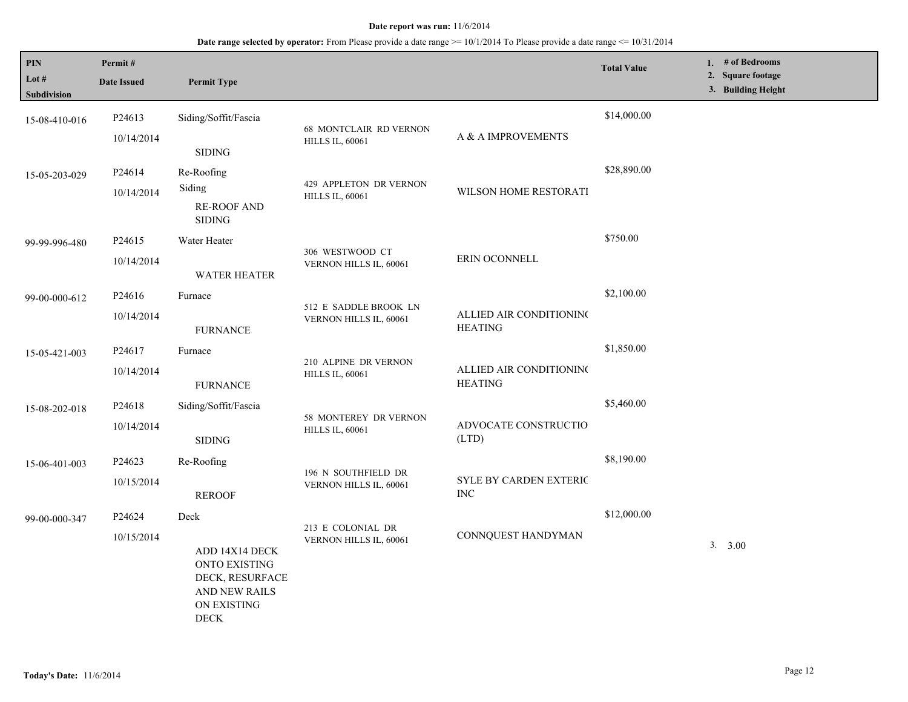**Date report was run:** 11/6/2014

**Date range selected by operator:** From Please provide a date range >= 10/1/2014 To Please provide a date range <= 10/31/2014

| PIN<br>Lot #<br>Subdivision | Permit #<br>Date Issued | Permit Type | | | Total Value | 1. # of Bedrooms<br>2. Square footage<br>3. Building Height |
|---|---|---|---|---|---|---|
| 15-08-410-016 | P24613<br>10/14/2014 | Siding/Soffit/Fascia<br>SIDING | 68 MONTCLAIR RD VERNON HILLS IL, 60061 | A & A IMPROVEMENTS | $14,000.00 | |
| 15-05-203-029 | P24614<br>10/14/2014 | Re-Roofing<br>Siding<br>RE-ROOF AND SIDING | 429 APPLETON DR VERNON HILLS IL, 60061 | WILSON HOME RESTORATI | $28,890.00 | |
| 99-99-996-480 | P24615<br>10/14/2014 | Water Heater<br>WATER HEATER | 306 WESTWOOD CT VERNON HILLS IL, 60061 | ERIN OCONNELL | $750.00 | |
| 99-00-000-612 | P24616<br>10/14/2014 | Furnace<br>FURNANCE | 512 E SADDLE BROOK LN VERNON HILLS IL, 60061 | ALLIED AIR CONDITIONIN( HEATING | $2,100.00 | |
| 15-05-421-003 | P24617<br>10/14/2014 | Furnace<br>FURNANCE | 210 ALPINE DR VERNON HILLS IL, 60061 | ALLIED AIR CONDITIONIN( HEATING | $1,850.00 | |
| 15-08-202-018 | P24618<br>10/14/2014 | Siding/Soffit/Fascia<br>SIDING | 58 MONTEREY DR VERNON HILLS IL, 60061 | ADVOCATE CONSTRUCTIO (LTD) | $5,460.00 | |
| 15-06-401-003 | P24623<br>10/15/2014 | Re-Roofing<br>REROOF | 196 N SOUTHFIELD DR VERNON HILLS IL, 60061 | SYLE BY CARDEN EXTERI( INC | $8,190.00 | |
| 99-00-000-347 | P24624<br>10/15/2014 | Deck<br>ADD 14X14 DECK ONTO EXISTING DECK, RESURFACE AND NEW RAILS ON EXISTING DECK | 213 E COLONIAL DR VERNON HILLS IL, 60061 | CONNQUEST HANDYMAN | $12,000.00 | 3. 3.00 |

**Today's Date:** 11/6/2014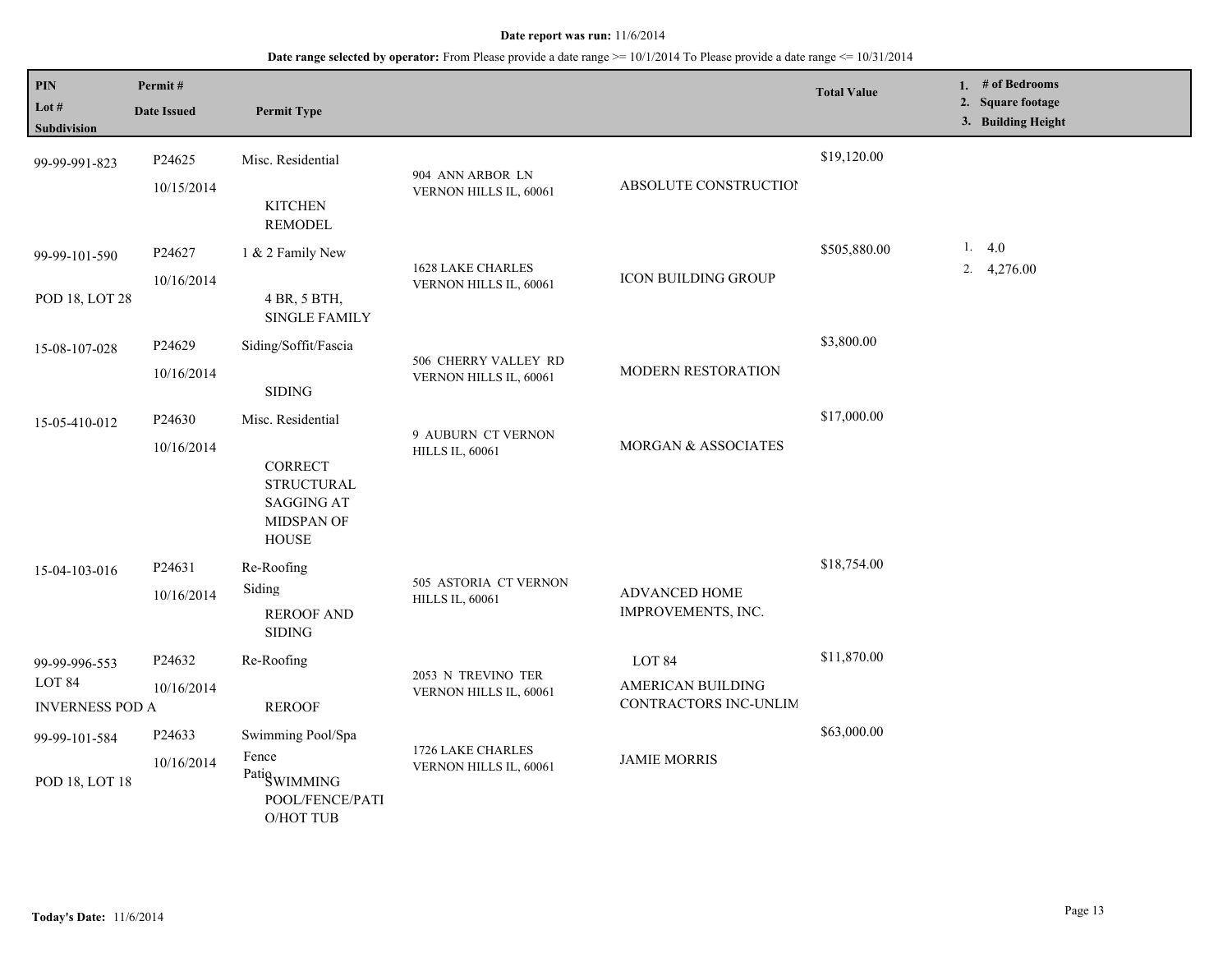**Date report was run:** 11/6/2014

**Date range selected by operator:** From Please provide a date range >= 10/1/2014 To Please provide a date range <= 10/31/2014

| PIN / Lot # / Subdivision | Permit # / Date Issued | Permit Type | | | Total Value | 1. # of Bedrooms 2. Square footage 3. Building Height |
|---|---|---|---|---|---|---|
| 99-99-991-823 | P24625 10/15/2014 | Misc. Residential KITCHEN REMODEL | 904 ANN ARBOR LN VERNON HILLS IL, 60061 | ABSOLUTE CONSTRUCTIO | $19,120.00 | |
| 99-99-101-590 POD 18, LOT 28 | P24627 10/16/2014 | 1 & 2 Family New 4 BR, 5 BTH, SINGLE FAMILY | 1628 LAKE CHARLES VERNON HILLS IL, 60061 | ICON BUILDING GROUP | $505,880.00 | 1. 4.0 2. 4,276.00 |
| 15-08-107-028 | P24629 10/16/2014 | Siding/Soffit/Fascia SIDING | 506 CHERRY VALLEY RD VERNON HILLS IL, 60061 | MODERN RESTORATION | $3,800.00 | |
| 15-05-410-012 | P24630 10/16/2014 | Misc. Residential CORRECT STRUCTURAL SAGGING AT MIDSPAN OF HOUSE | 9 AUBURN CT VERNON HILLS IL, 60061 | MORGAN & ASSOCIATES | $17,000.00 | |
| 15-04-103-016 | P24631 10/16/2014 | Re-Roofing Siding REROOF AND SIDING | 505 ASTORIA CT VERNON HILLS IL, 60061 | ADVANCED HOME IMPROVEMENTS, INC. | $18,754.00 | |
| 99-99-996-553 LOT 84 INVERNESS POD A | P24632 10/16/2014 | Re-Roofing REROOF | 2053 N TREVINO TER VERNON HILLS IL, 60061 | LOT 84 AMERICAN BUILDING CONTRACTORS INC-UNLIM | $11,870.00 | |
| 99-99-101-584 POD 18, LOT 18 | P24633 10/16/2014 | Swimming Pool/Spa Fence Patio SWIMMING POOL/FENCE/PATIO/HOT TUB | 1726 LAKE CHARLES VERNON HILLS IL, 60061 | JAMIE MORRIS | $63,000.00 | |

**Today's Date:** 11/6/2014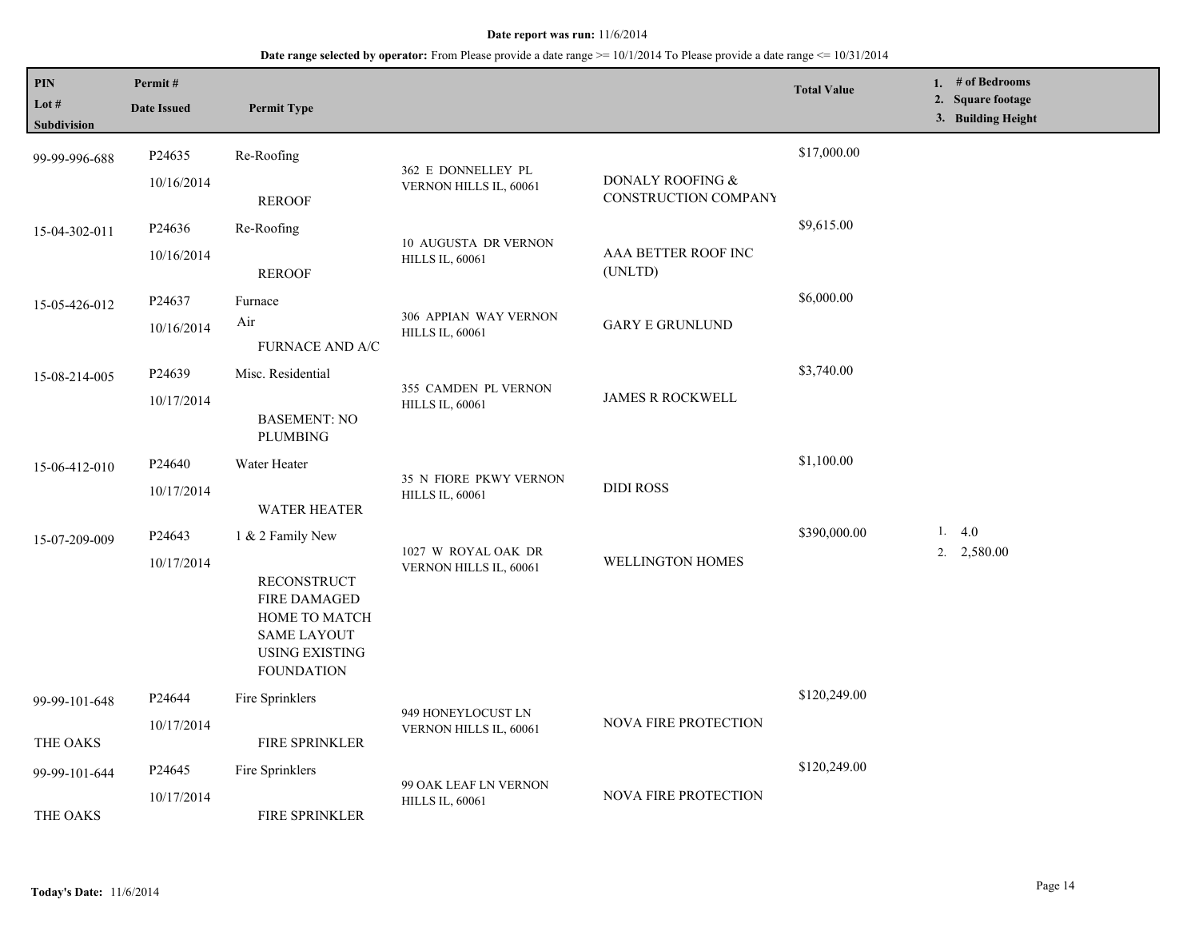**Date report was run:** 11/6/2014

**Date range selected by operator:** From Please provide a date range >= 10/1/2014 To Please provide a date range <= 10/31/2014

| PIN / Lot # / Subdivision | Permit # / Date Issued | Permit Type | Address | Contractor | Total Value | 1. # of Bedrooms 2. Square footage 3. Building Height |
|---|---|---|---|---|---|---|
| 99-99-996-688 | P24635 10/16/2014 | Re-Roofing REROOF | 362 E DONNELLEY PL VERNON HILLS IL, 60061 | DONALY ROOFING & CONSTRUCTION COMPANY | $17,000.00 | |
| 15-04-302-011 | P24636 10/16/2014 | Re-Roofing REROOF | 10 AUGUSTA DR VERNON HILLS IL, 60061 | AAA BETTER ROOF INC (UNLTD) | $9,615.00 | |
| 15-05-426-012 | P24637 10/16/2014 | Furnace Air FURNACE AND A/C | 306 APPIAN WAY VERNON HILLS IL, 60061 | GARY E GRUNLUND | $6,000.00 | |
| 15-08-214-005 | P24639 10/17/2014 | Misc. Residential BASEMENT: NO PLUMBING | 355 CAMDEN PL VERNON HILLS IL, 60061 | JAMES R ROCKWELL | $3,740.00 | |
| 15-06-412-010 | P24640 10/17/2014 | Water Heater WATER HEATER | 35 N FIORE PKWY VERNON HILLS IL, 60061 | DIDI ROSS | $1,100.00 | |
| 15-07-209-009 | P24643 10/17/2014 | 1 & 2 Family New RECONSTRUCT FIRE DAMAGED HOME TO MATCH SAME LAYOUT USING EXISTING FOUNDATION | 1027 W ROYAL OAK DR VERNON HILLS IL, 60061 | WELLINGTON HOMES | $390,000.00 | 1. 4.0 2. 2,580.00 |
| 99-99-101-648 THE OAKS | P24644 10/17/2014 | Fire Sprinklers FIRE SPRINKLER | 949 HONEYLOCUST LN VERNON HILLS IL, 60061 | NOVA FIRE PROTECTION | $120,249.00 | |
| 99-99-101-644 THE OAKS | P24645 10/17/2014 | Fire Sprinklers FIRE SPRINKLER | 99 OAK LEAF LN VERNON HILLS IL, 60061 | NOVA FIRE PROTECTION | $120,249.00 | |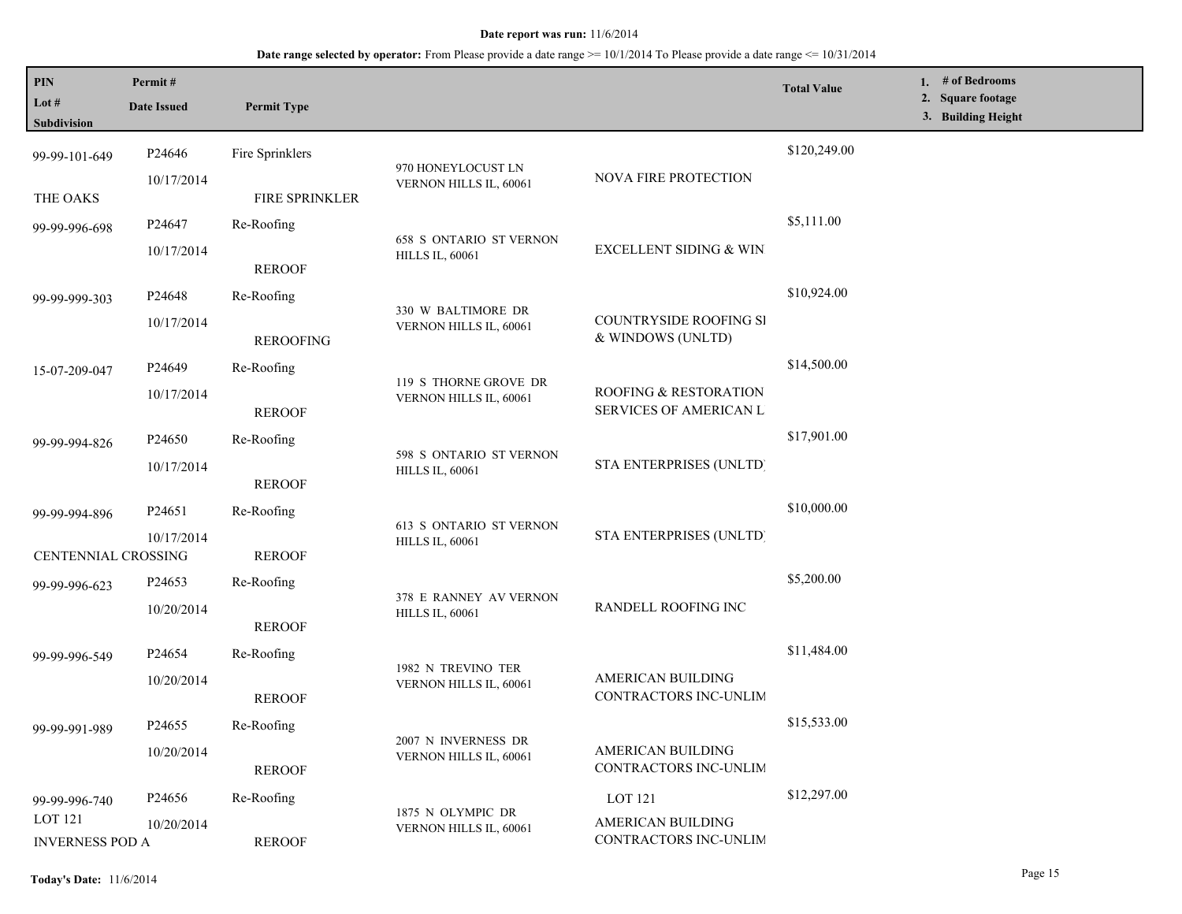**Date report was run:** 11/6/2014

**Date range selected by operator:** From Please provide a date range >= 10/1/2014 To Please provide a date range <= 10/31/2014

| PIN<br>Lot #<br>Subdivision | Permit #<br>Date Issued | Permit Type | | | Total Value | 1. # of Bedrooms<br>2. Square footage<br>3. Building Height |
|---|---|---|---|---|---|---|
| 99-99-101-649<br>THE OAKS | P24646<br>10/17/2014 | Fire Sprinklers<br>FIRE SPRINKLER | 970 HONEYLOCUST LN VERNON HILLS IL, 60061 | NOVA FIRE PROTECTION | $120,249.00 | |
| 99-99-996-698 | P24647<br>10/17/2014 | Re-Roofing<br>REROOF | 658 S ONTARIO ST VERNON HILLS IL, 60061 | EXCELLENT SIDING & WIN | $5,111.00 | |
| 99-99-999-303 | P24648<br>10/17/2014 | Re-Roofing<br>REROOFING | 330 W BALTIMORE DR VERNON HILLS IL, 60061 | COUNTRYSIDE ROOFING SI & WINDOWS (UNLTD) | $10,924.00 | |
| 15-07-209-047 | P24649<br>10/17/2014 | Re-Roofing<br>REROOF | 119 S THORNE GROVE DR VERNON HILLS IL, 60061 | ROOFING & RESTORATION SERVICES OF AMERICAN L | $14,500.00 | |
| 99-99-994-826 | P24650<br>10/17/2014 | Re-Roofing<br>REROOF | 598 S ONTARIO ST VERNON HILLS IL, 60061 | STA ENTERPRISES (UNLTD) | $17,901.00 | |
| 99-99-994-896<br>CENTENNIAL CROSSING | P24651<br>10/17/2014 | Re-Roofing<br>REROOF | 613 S ONTARIO ST VERNON HILLS IL, 60061 | STA ENTERPRISES (UNLTD) | $10,000.00 | |
| 99-99-996-623 | P24653<br>10/20/2014 | Re-Roofing<br>REROOF | 378 E RANNEY AV VERNON HILLS IL, 60061 | RANDELL ROOFING INC | $5,200.00 | |
| 99-99-996-549 | P24654<br>10/20/2014 | Re-Roofing<br>REROOF | 1982 N TREVINO TER VERNON HILLS IL, 60061 | AMERICAN BUILDING CONTRACTORS INC-UNLIM | $11,484.00 | |
| 99-99-991-989 | P24655<br>10/20/2014 | Re-Roofing<br>REROOF | 2007 N INVERNESS DR VERNON HILLS IL, 60061 | AMERICAN BUILDING CONTRACTORS INC-UNLIM | $15,533.00 | |
| 99-99-996-740<br>LOT 121<br>INVERNESS POD A | P24656<br>10/20/2014 | Re-Roofing<br>REROOF | 1875 N OLYMPIC DR VERNON HILLS IL, 60061 | LOT 121<br>AMERICAN BUILDING CONTRACTORS INC-UNLIM | $12,297.00 | |

**Today's Date:** 11/6/2014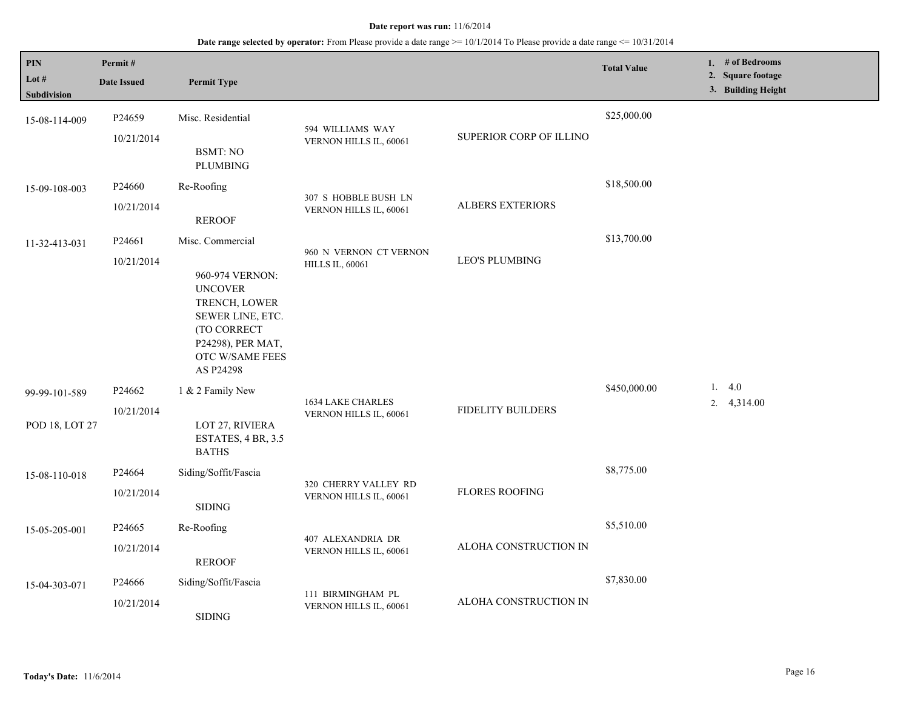**Date report was run:** 11/6/2014

**Date range selected by operator:** From Please provide a date range >= 10/1/2014 To Please provide a date range <= 10/31/2014

| PIN / Lot # / Subdivision | Permit # / Date Issued | Permit Type | Address | Contractor | Total Value | 1. # of Bedrooms 2. Square footage 3. Building Height |
|---|---|---|---|---|---|---|
| 15-08-114-009 | P24659 10/21/2014 | Misc. Residential BSMT: NO PLUMBING | 594 WILLIAMS WAY VERNON HILLS IL, 60061 | SUPERIOR CORP OF ILLINO | $25,000.00 | |
| 15-09-108-003 | P24660 10/21/2014 | Re-Roofing REROOF | 307 S HOBBLE BUSH LN VERNON HILLS IL, 60061 | ALBERS EXTERIORS | $18,500.00 | |
| 11-32-413-031 | P24661 10/21/2014 | Misc. Commercial 960-974 VERNON: UNCOVER TRENCH, LOWER SEWER LINE, ETC. (TO CORRECT P24298), PER MAT, OTC W/SAME FEES AS P24298 | 960 N VERNON CT VERNON HILLS IL, 60061 | LEO'S PLUMBING | $13,700.00 | |
| 99-99-101-589 POD 18, LOT 27 | P24662 10/21/2014 | 1 & 2 Family New LOT 27, RIVIERA ESTATES, 4 BR, 3.5 BATHS | 1634 LAKE CHARLES VERNON HILLS IL, 60061 | FIDELITY BUILDERS | $450,000.00 | 1. 4.0 2. 4,314.00 |
| 15-08-110-018 | P24664 10/21/2014 | Siding/Soffit/Fascia SIDING | 320 CHERRY VALLEY RD VERNON HILLS IL, 60061 | FLORES ROOFING | $8,775.00 | |
| 15-05-205-001 | P24665 10/21/2014 | Re-Roofing REROOF | 407 ALEXANDRIA DR VERNON HILLS IL, 60061 | ALOHA CONSTRUCTION IN | $5,510.00 | |
| 15-04-303-071 | P24666 10/21/2014 | Siding/Soffit/Fascia SIDING | 111 BIRMINGHAM PL VERNON HILLS IL, 60061 | ALOHA CONSTRUCTION IN | $7,830.00 | |

**Today's Date:** 11/6/2014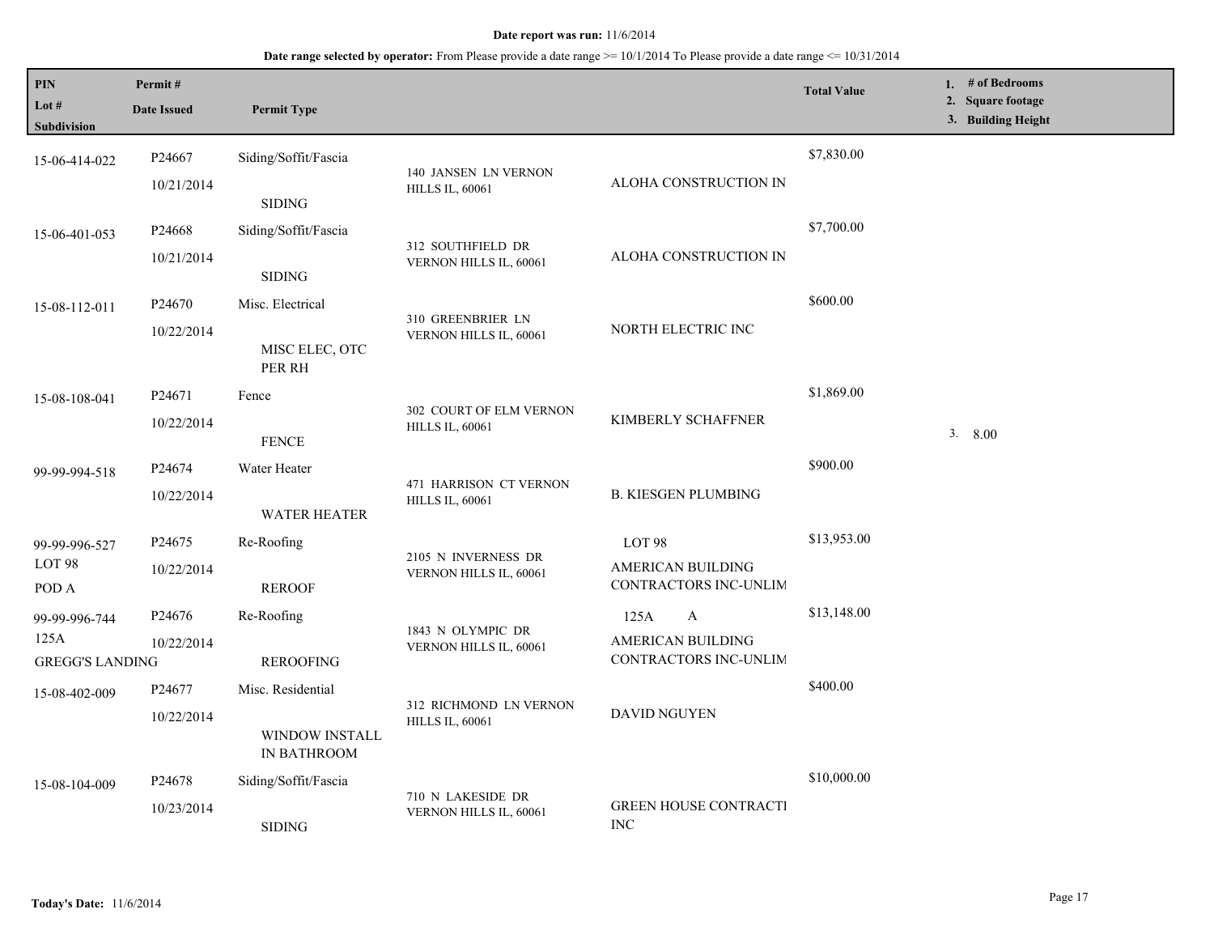**Date report was run:** 11/6/2014

**Date range selected by operator:** From Please provide a date range >= 10/1/2014 To Please provide a date range <= 10/31/2014

| PIN<br>Lot #<br>Subdivision | Permit #<br>Date Issued | Permit Type | | | Total Value | 1. # of Bedrooms<br>2. Square footage<br>3. Building Height |
|---|---|---|---|---|---|---|
| 15-06-414-022 | P24667<br>10/21/2014 | Siding/Soffit/Fascia<br>SIDING | 140 JANSEN LN VERNON HILLS IL, 60061 | ALOHA CONSTRUCTION IN | $7,830.00 | |
| 15-06-401-053 | P24668<br>10/21/2014 | Siding/Soffit/Fascia<br>SIDING | 312 SOUTHFIELD DR VERNON HILLS IL, 60061 | ALOHA CONSTRUCTION IN | $7,700.00 | |
| 15-08-112-011 | P24670<br>10/22/2014 | Misc. Electrical<br>MISC ELEC, OTC PER RH | 310 GREENBRIER LN VERNON HILLS IL, 60061 | NORTH ELECTRIC INC | $600.00 | |
| 15-08-108-041 | P24671<br>10/22/2014 | Fence<br>FENCE | 302 COURT OF ELM VERNON HILLS IL, 60061 | KIMBERLY SCHAFFNER | $1,869.00 | 3. 8.00 |
| 99-99-994-518 | P24674<br>10/22/2014 | Water Heater<br>WATER HEATER | 471 HARRISON CT VERNON HILLS IL, 60061 | B. KIESGEN PLUMBING | $900.00 | |
| 99-99-996-527<br>LOT 98<br>POD A | P24675<br>10/22/2014 | Re-Roofing<br>REROOF | 2105 N INVERNESS DR VERNON HILLS IL, 60061 | LOT 98<br>AMERICAN BUILDING CONTRACTORS INC-UNLIM | $13,953.00 | |
| 99-99-996-744<br>125A<br>GREGG'S LANDING | P24676<br>10/22/2014 | Re-Roofing<br>REROOFING | 1843 N OLYMPIC DR VERNON HILLS IL, 60061 | 125A A<br>AMERICAN BUILDING CONTRACTORS INC-UNLIM | $13,148.00 | |
| 15-08-402-009 | P24677<br>10/22/2014 | Misc. Residential<br>WINDOW INSTALL IN BATHROOM | 312 RICHMOND LN VERNON HILLS IL, 60061 | DAVID NGUYEN | $400.00 | |
| 15-08-104-009 | P24678<br>10/23/2014 | Siding/Soffit/Fascia<br>SIDING | 710 N LAKESIDE DR VERNON HILLS IL, 60061 | GREEN HOUSE CONTRACTI INC | $10,000.00 | |

**Today's Date:** 11/6/2014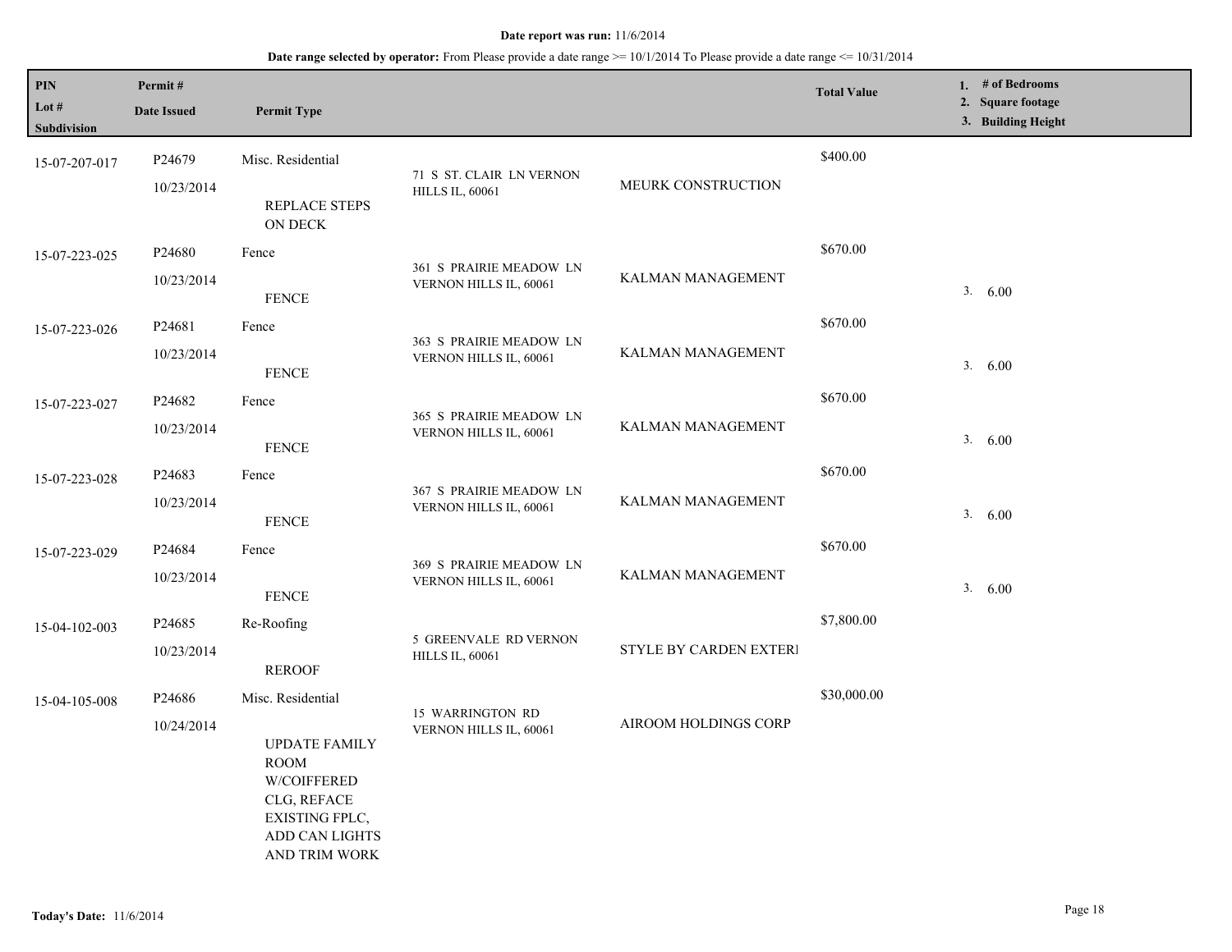**Date report was run:** 11/6/2014

**Date range selected by operator:** From Please provide a date range >= 10/1/2014 To Please provide a date range <= 10/31/2014

| PIN<br>Lot #<br>Subdivision | Permit #<br>Date Issued | Permit Type | | | Total Value | 1. # of Bedrooms<br>2. Square footage<br>3. Building Height |
|---|---|---|---|---|---|---|
| 15-07-207-017 | P24679<br>10/23/2014 | Misc. Residential<br>REPLACE STEPS ON DECK | 71 S ST. CLAIR LN VERNON HILLS IL, 60061 | MEURK CONSTRUCTION | $400.00 | |
| 15-07-223-025 | P24680<br>10/23/2014 | Fence<br>FENCE | 361 S PRAIRIE MEADOW LN VERNON HILLS IL, 60061 | KALMAN MANAGEMENT | $670.00 | 3. 6.00 |
| 15-07-223-026 | P24681<br>10/23/2014 | Fence<br>FENCE | 363 S PRAIRIE MEADOW LN VERNON HILLS IL, 60061 | KALMAN MANAGEMENT | $670.00 | 3. 6.00 |
| 15-07-223-027 | P24682<br>10/23/2014 | Fence<br>FENCE | 365 S PRAIRIE MEADOW LN VERNON HILLS IL, 60061 | KALMAN MANAGEMENT | $670.00 | 3. 6.00 |
| 15-07-223-028 | P24683<br>10/23/2014 | Fence<br>FENCE | 367 S PRAIRIE MEADOW LN VERNON HILLS IL, 60061 | KALMAN MANAGEMENT | $670.00 | 3. 6.00 |
| 15-07-223-029 | P24684<br>10/23/2014 | Fence<br>FENCE | 369 S PRAIRIE MEADOW LN VERNON HILLS IL, 60061 | KALMAN MANAGEMENT | $670.00 | 3. 6.00 |
| 15-04-102-003 | P24685<br>10/23/2014 | Re-Roofing<br>REROOF | 5 GREENVALE RD VERNON HILLS IL, 60061 | STYLE BY CARDEN EXTERI | $7,800.00 | |
| 15-04-105-008 | P24686<br>10/24/2014 | Misc. Residential<br>UPDATE FAMILY ROOM W/COIFFERED CLG, REFACE EXISTING FPLC, ADD CAN LIGHTS AND TRIM WORK | 15 WARRINGTON RD VERNON HILLS IL, 60061 | AIROOM HOLDINGS CORP | $30,000.00 | |

**Today's Date:** 11/6/2014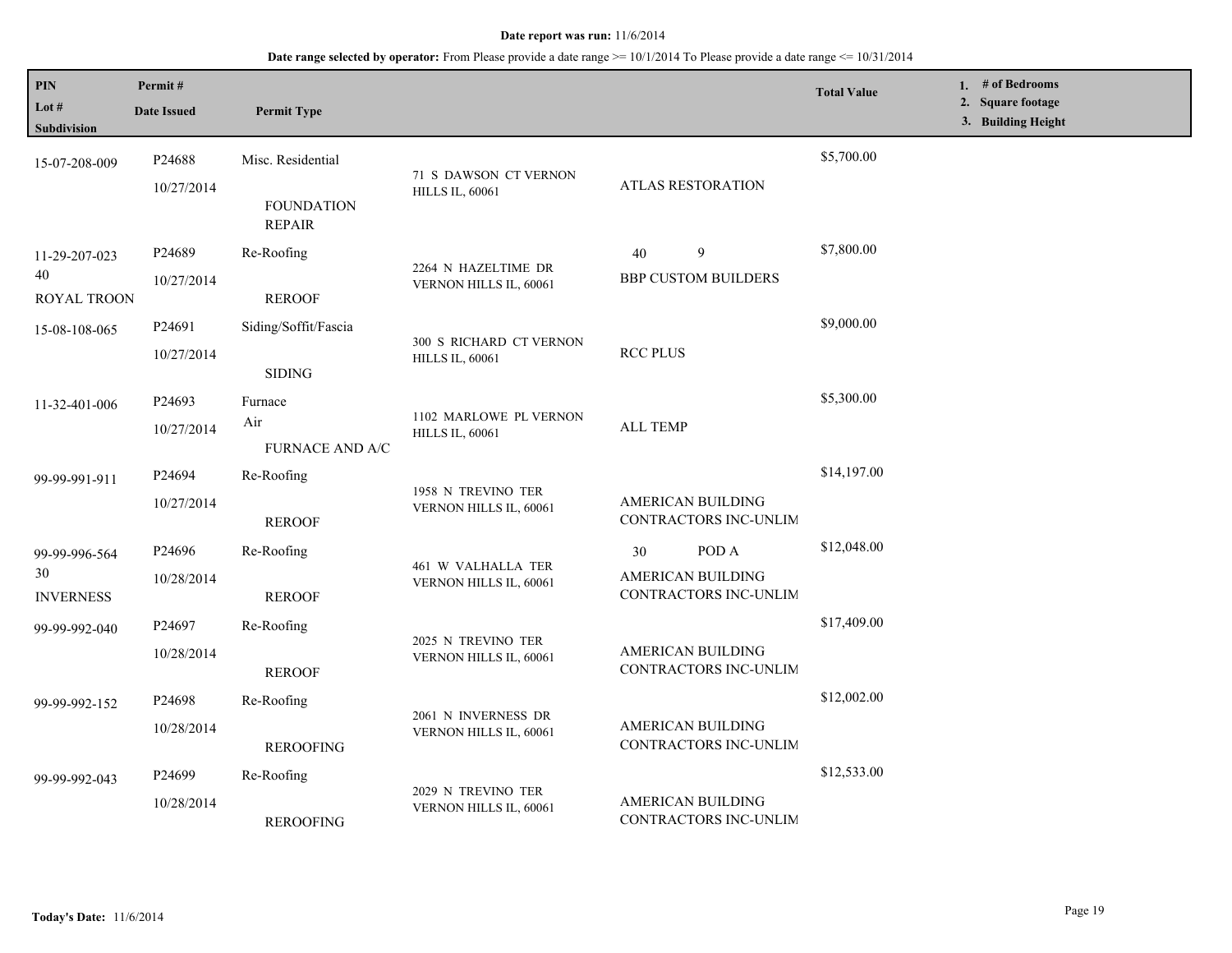**Date report was run:** 11/6/2014

**Date range selected by operator:** From Please provide a date range >= 10/1/2014 To Please provide a date range <= 10/31/2014

| PIN<br>Lot #<br>Subdivision | Permit #<br>Date Issued | Permit Type | | | Total Value | 1. # of Bedrooms<br>2. Square footage<br>3. Building Height |
|---|---|---|---|---|---|---|
| 15-07-208-009 | P24688<br>10/27/2014 | Misc. Residential<br>FOUNDATION REPAIR | 71 S DAWSON CT VERNON HILLS IL, 60061 | ATLAS RESTORATION | $5,700.00 | |
| 11-29-207-023<br>40<br>ROYAL TROON | P24689<br>10/27/2014 | Re-Roofing<br>REROOF | 2264 N HAZELTIME DR VERNON HILLS IL, 60061 | 40 9<br>BBP CUSTOM BUILDERS | $7,800.00 | |
| 15-08-108-065 | P24691<br>10/27/2014 | Siding/Soffit/Fascia<br>SIDING | 300 S RICHARD CT VERNON HILLS IL, 60061 | RCC PLUS | $9,000.00 | |
| 11-32-401-006 | P24693<br>10/27/2014 | Furnace<br>Air<br>FURNACE AND A/C | 1102 MARLOWE PL VERNON HILLS IL, 60061 | ALL TEMP | $5,300.00 | |
| 99-99-991-911 | P24694<br>10/27/2014 | Re-Roofing<br>REROOF | 1958 N TREVINO TER VERNON HILLS IL, 60061 | AMERICAN BUILDING CONTRACTORS INC-UNLIM | $14,197.00 | |
| 99-99-996-564<br>30<br>INVERNESS | P24696<br>10/28/2014 | Re-Roofing<br>REROOF | 461 W VALHALLA TER VERNON HILLS IL, 60061 | 30 POD A<br>AMERICAN BUILDING CONTRACTORS INC-UNLIM | $12,048.00 | |
| 99-99-992-040 | P24697<br>10/28/2014 | Re-Roofing<br>REROOF | 2025 N TREVINO TER VERNON HILLS IL, 60061 | AMERICAN BUILDING CONTRACTORS INC-UNLIM | $17,409.00 | |
| 99-99-992-152 | P24698<br>10/28/2014 | Re-Roofing<br>REROOFING | 2061 N INVERNESS DR VERNON HILLS IL, 60061 | AMERICAN BUILDING CONTRACTORS INC-UNLIM | $12,002.00 | |
| 99-99-992-043 | P24699<br>10/28/2014 | Re-Roofing<br>REROOFING | 2029 N TREVINO TER VERNON HILLS IL, 60061 | AMERICAN BUILDING CONTRACTORS INC-UNLIM | $12,533.00 | |

**Today's Date:** 11/6/2014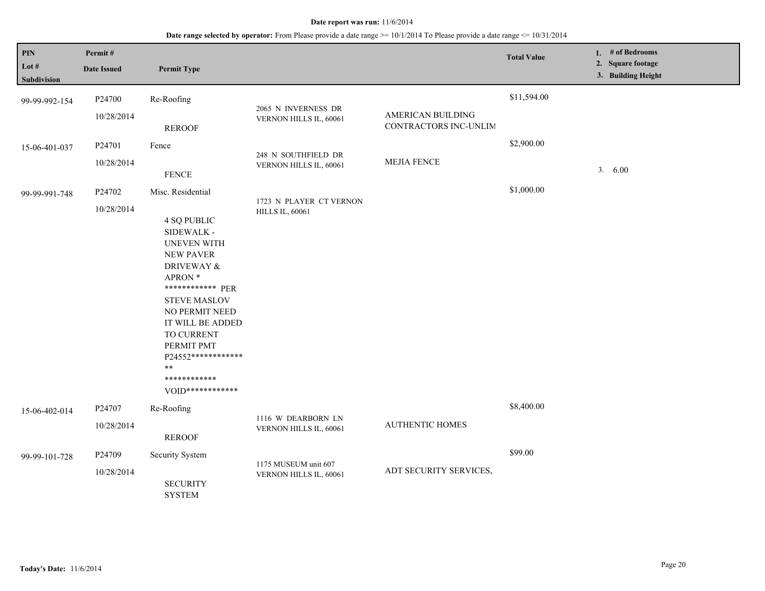**Date report was run:** 11/6/2014

**Date range selected by operator:** From Please provide a date range >= 10/1/2014 To Please provide a date range <= 10/31/2014

| PIN / Lot # / Subdivision | Permit # / Date Issued | Permit Type | | | Total Value | 1. # of Bedrooms 2. Square footage 3. Building Height |
|---|---|---|---|---|---|---|
| 99-99-992-154 | P24700 10/28/2014 | Re-Roofing REROOF | 2065 N INVERNESS DR VERNON HILLS IL, 60061 | AMERICAN BUILDING CONTRACTORS INC-UNLIM | $11,594.00 | |
| 15-06-401-037 | P24701 10/28/2014 | Fence FENCE | 248 N SOUTHFIELD DR VERNON HILLS IL, 60061 | MEJIA FENCE | $2,900.00 | 3. 6.00 |
| 99-99-991-748 | P24702 10/28/2014 | Misc. Residential 4 SQ PUBLIC SIDEWALK - UNEVEN WITH NEW PAVER DRIVEWAY & APRON * ************ PER STEVE MASLOV NO PERMIT NEED IT WILL BE ADDED TO CURRENT PERMIT PMT P24552************** ** ************ VOID************ | 1723 N PLAYER CT VERNON HILLS IL, 60061 | | $1,000.00 | |
| 15-06-402-014 | P24707 10/28/2014 | Re-Roofing REROOF | 1116 W DEARBORN LN VERNON HILLS IL, 60061 | AUTHENTIC HOMES | $8,400.00 | |
| 99-99-101-728 | P24709 10/28/2014 | Security System SECURITY SYSTEM | 1175 MUSEUM unit 607 VERNON HILLS IL, 60061 | ADT SECURITY SERVICES, | $99.00 | |

**Today's Date:** 11/6/2014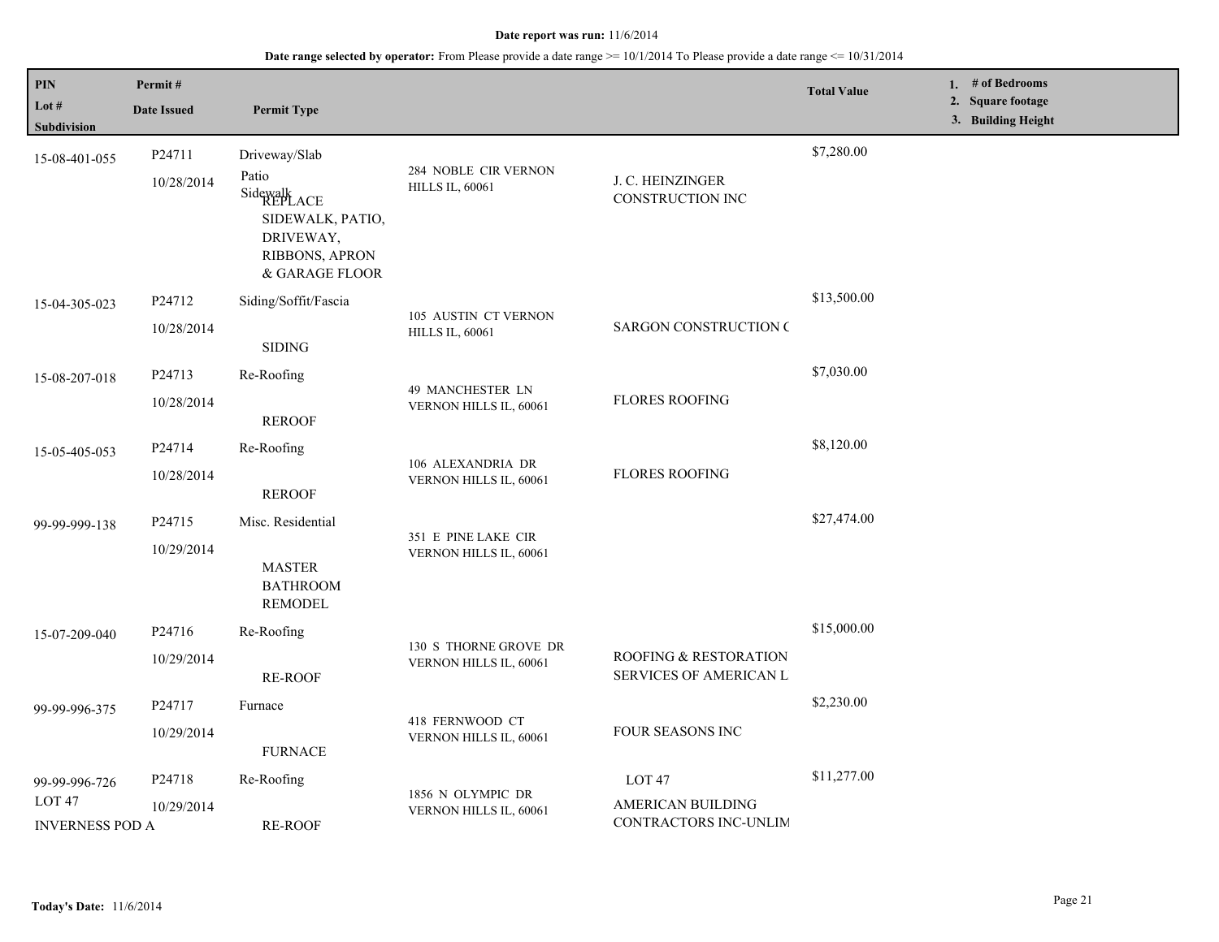**Date report was run:** 11/6/2014

**Date range selected by operator:** From Please provide a date range >= 10/1/2014 To Please provide a date range <= 10/31/2014

| PIN / Lot # / Subdivision | Permit # / Date Issued | Permit Type | | | Total Value | 1. # of Bedrooms 2. Square footage 3. Building Height |
|---|---|---|---|---|---|---|
| 15-08-401-055 | P24711 10/28/2014 | Driveway/Slab Patio Sidewalk REPLACE SIDEWALK, PATIO, DRIVEWAY, RIBBONS, APRON & GARAGE FLOOR | 284 NOBLE CIR VERNON HILLS IL, 60061 | J. C. HEINZINGER CONSTRUCTION INC | $7,280.00 | |
| 15-04-305-023 | P24712 10/28/2014 | Siding/Soffit/Fascia SIDING | 105 AUSTIN CT VERNON HILLS IL, 60061 | SARGON CONSTRUCTION ( | $13,500.00 | |
| 15-08-207-018 | P24713 10/28/2014 | Re-Roofing REROOF | 49 MANCHESTER LN VERNON HILLS IL, 60061 | FLORES ROOFING | $7,030.00 | |
| 15-05-405-053 | P24714 10/28/2014 | Re-Roofing REROOF | 106 ALEXANDRIA DR VERNON HILLS IL, 60061 | FLORES ROOFING | $8,120.00 | |
| 99-99-999-138 | P24715 10/29/2014 | Misc. Residential MASTER BATHROOM REMODEL | 351 E PINE LAKE CIR VERNON HILLS IL, 60061 | | $27,474.00 | |
| 15-07-209-040 | P24716 10/29/2014 | Re-Roofing RE-ROOF | 130 S THORNE GROVE DR VERNON HILLS IL, 60061 | ROOFING & RESTORATION SERVICES OF AMERICAN L | $15,000.00 | |
| 99-99-996-375 | P24717 10/29/2014 | Furnace FURNACE | 418 FERNWOOD CT VERNON HILLS IL, 60061 | FOUR SEASONS INC | $2,230.00 | |
| 99-99-996-726 LOT 47 INVERNESS POD A | P24718 10/29/2014 | Re-Roofing RE-ROOF | 1856 N OLYMPIC DR VERNON HILLS IL, 60061 | LOT 47 AMERICAN BUILDING CONTRACTORS INC-UNLIM | $11,277.00 | |

**Today's Date:** 11/6/2014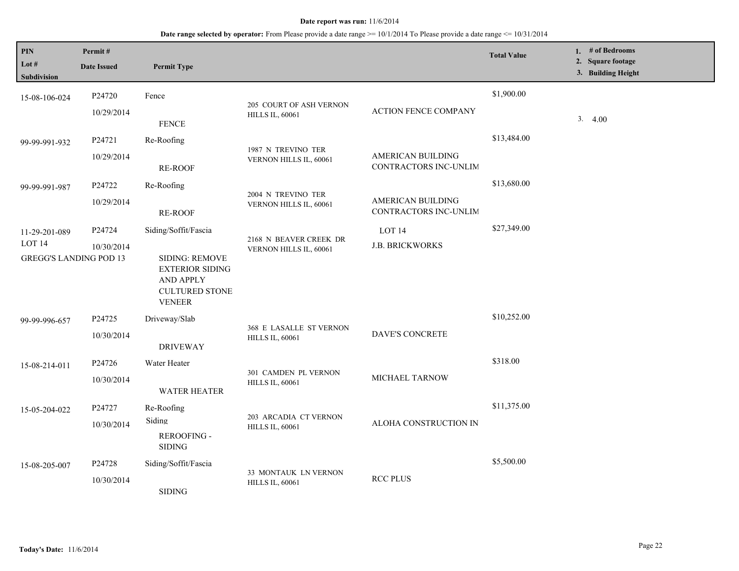**Date report was run:** 11/6/2014

**Date range selected by operator:** From Please provide a date range >= 10/1/2014 To Please provide a date range <= 10/31/2014

| PIN / Lot # / Subdivision | Permit # / Date Issued | Permit Type | | | Total Value | 1. # of Bedrooms 2. Square footage 3. Building Height |
|---|---|---|---|---|---|---|
| 15-08-106-024 | P24720 10/29/2014 | Fence FENCE | 205 COURT OF ASH VERNON HILLS IL, 60061 | ACTION FENCE COMPANY | $1,900.00 | 3. 4.00 |
| 99-99-991-932 | P24721 10/29/2014 | Re-Roofing RE-ROOF | 1987 N TREVINO TER VERNON HILLS IL, 60061 | AMERICAN BUILDING CONTRACTORS INC-UNLIM | $13,484.00 | |
| 99-99-991-987 | P24722 10/29/2014 | Re-Roofing RE-ROOF | 2004 N TREVINO TER VERNON HILLS IL, 60061 | AMERICAN BUILDING CONTRACTORS INC-UNLIM | $13,680.00 | |
| 11-29-201-089 LOT 14 GREGG'S LANDING POD 13 | P24724 10/30/2014 | Siding/Soffit/Fascia SIDING: REMOVE EXTERIOR SIDING AND APPLY CULTURED STONE VENEER | 2168 N BEAVER CREEK DR VERNON HILLS IL, 60061 | LOT 14 J.B. BRICKWORKS | $27,349.00 | |
| 99-99-996-657 | P24725 10/30/2014 | Driveway/Slab DRIVEWAY | 368 E LASALLE ST VERNON HILLS IL, 60061 | DAVE'S CONCRETE | $10,252.00 | |
| 15-08-214-011 | P24726 10/30/2014 | Water Heater WATER HEATER | 301 CAMDEN PL VERNON HILLS IL, 60061 | MICHAEL TARNOW | $318.00 | |
| 15-05-204-022 | P24727 10/30/2014 | Re-Roofing Siding REROOFING - SIDING | 203 ARCADIA CT VERNON HILLS IL, 60061 | ALOHA CONSTRUCTION IN | $11,375.00 | |
| 15-08-205-007 | P24728 10/30/2014 | Siding/Soffit/Fascia SIDING | 33 MONTAUK LN VERNON HILLS IL, 60061 | RCC PLUS | $5,500.00 | |

**Today's Date:** 11/6/2014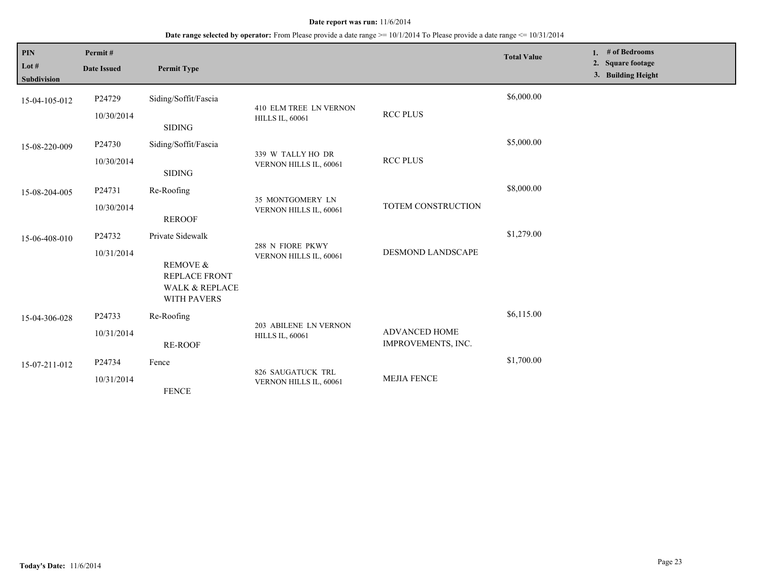**Date report was run:** 11/6/2014

**Date range selected by operator:** From Please provide a date range >= 10/1/2014 To Please provide a date range <= 10/31/2014

| PIN<br>Lot #<br>Subdivision | Permit #<br>Date Issued | Permit Type | | | Total Value | 1. # of Bedrooms<br>2. Square footage<br>3. Building Height |
|---|---|---|---|---|---|---|
| 15-04-105-012 | P24729<br>10/30/2014 | Siding/Soffit/Fascia<br>SIDING | 410 ELM TREE LN VERNON HILLS IL, 60061 | RCC PLUS | $6,000.00 | |
| 15-08-220-009 | P24730<br>10/30/2014 | Siding/Soffit/Fascia<br>SIDING | 339 W TALLY HO DR VERNON HILLS IL, 60061 | RCC PLUS | $5,000.00 | |
| 15-08-204-005 | P24731<br>10/30/2014 | Re-Roofing<br>REROOF | 35 MONTGOMERY LN VERNON HILLS IL, 60061 | TOTEM CONSTRUCTION | $8,000.00 | |
| 15-06-408-010 | P24732<br>10/31/2014 | Private Sidewalk<br>REMOVE & REPLACE FRONT WALK & REPLACE WITH PAVERS | 288 N FIORE PKWY VERNON HILLS IL, 60061 | DESMOND LANDSCAPE | $1,279.00 | |
| 15-04-306-028 | P24733<br>10/31/2014 | Re-Roofing<br>RE-ROOF | 203 ABILENE LN VERNON HILLS IL, 60061 | ADVANCED HOME IMPROVEMENTS, INC. | $6,115.00 | |
| 15-07-211-012 | P24734<br>10/31/2014 | Fence<br>FENCE | 826 SAUGATUCK TRL VERNON HILLS IL, 60061 | MEJIA FENCE | $1,700.00 | |

**Today's Date:** 11/6/2014